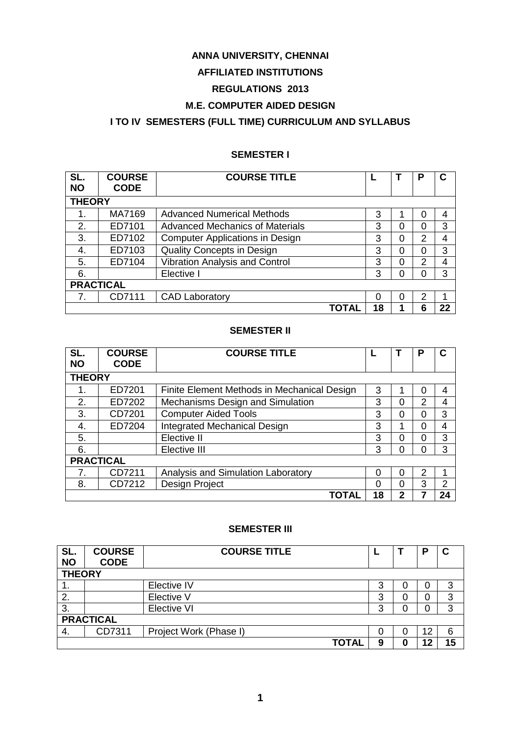# ANNA UNIVERSITY, CHENNAI

## AFFILIATED INSTITUTIONS

## REGULATIONS 2013

## M.E. COMPUTER AIDED DESIGN

## I TO IV SEMESTERS (FULL TIME) CURRICULUM AND SYLLABUS

### SEMESTER I

| SL. NO | COURSE CODE | COURSE TITLE | L | T | P | C |
|---|---|---|---|---|---|---|
| **THEORY** | | | | | | |
| 1. | MA7169 | Advanced Numerical Methods | 3 | 1 | 0 | 4 |
| 2. | ED7101 | Advanced Mechanics of Materials | 3 | 0 | 0 | 3 |
| 3. | ED7102 | Computer Applications in Design | 3 | 0 | 2 | 4 |
| 4. | ED7103 | Quality Concepts in Design | 3 | 0 | 0 | 3 |
| 5. | ED7104 | Vibration Analysis and Control | 3 | 0 | 2 | 4 |
| 6. | | Elective I | 3 | 0 | 0 | 3 |
| **PRACTICAL** | | | | | | |
| 7. | CD7111 | CAD Laboratory | 0 | 0 | 2 | 1 |
| | | **TOTAL** | **18** | **1** | **6** | **22** |

### SEMESTER II

| SL. NO | COURSE CODE | COURSE TITLE | L | T | P | C |
|---|---|---|---|---|---|---|
| **THEORY** | | | | | | |
| 1. | ED7201 | Finite Element Methods in Mechanical Design | 3 | 1 | 0 | 4 |
| 2. | ED7202 | Mechanisms Design and Simulation | 3 | 0 | 2 | 4 |
| 3. | CD7201 | Computer Aided Tools | 3 | 0 | 0 | 3 |
| 4. | ED7204 | Integrated Mechanical Design | 3 | 1 | 0 | 4 |
| 5. | | Elective II | 3 | 0 | 0 | 3 |
| 6. | | Elective III | 3 | 0 | 0 | 3 |
| **PRACTICAL** | | | | | | |
| 7. | CD7211 | Analysis and Simulation Laboratory | 0 | 0 | 2 | 1 |
| 8. | CD7212 | Design Project | 0 | 0 | 3 | 2 |
| | | **TOTAL** | **18** | **2** | **7** | **24** |

### SEMESTER III

| SL. NO | COURSE CODE | COURSE TITLE | L | T | P | C |
|---|---|---|---|---|---|---|
| **THEORY** | | | | | | |
| 1. | | Elective IV | 3 | 0 | 0 | 3 |
| 2. | | Elective V | 3 | 0 | 0 | 3 |
| 3. | | Elective VI | 3 | 0 | 0 | 3 |
| **PRACTICAL** | | | | | | |
| 4. | CD7311 | Project Work (Phase I) | 0 | 0 | 12 | 6 |
| | | **TOTAL** | **9** | **0** | **12** | **15** |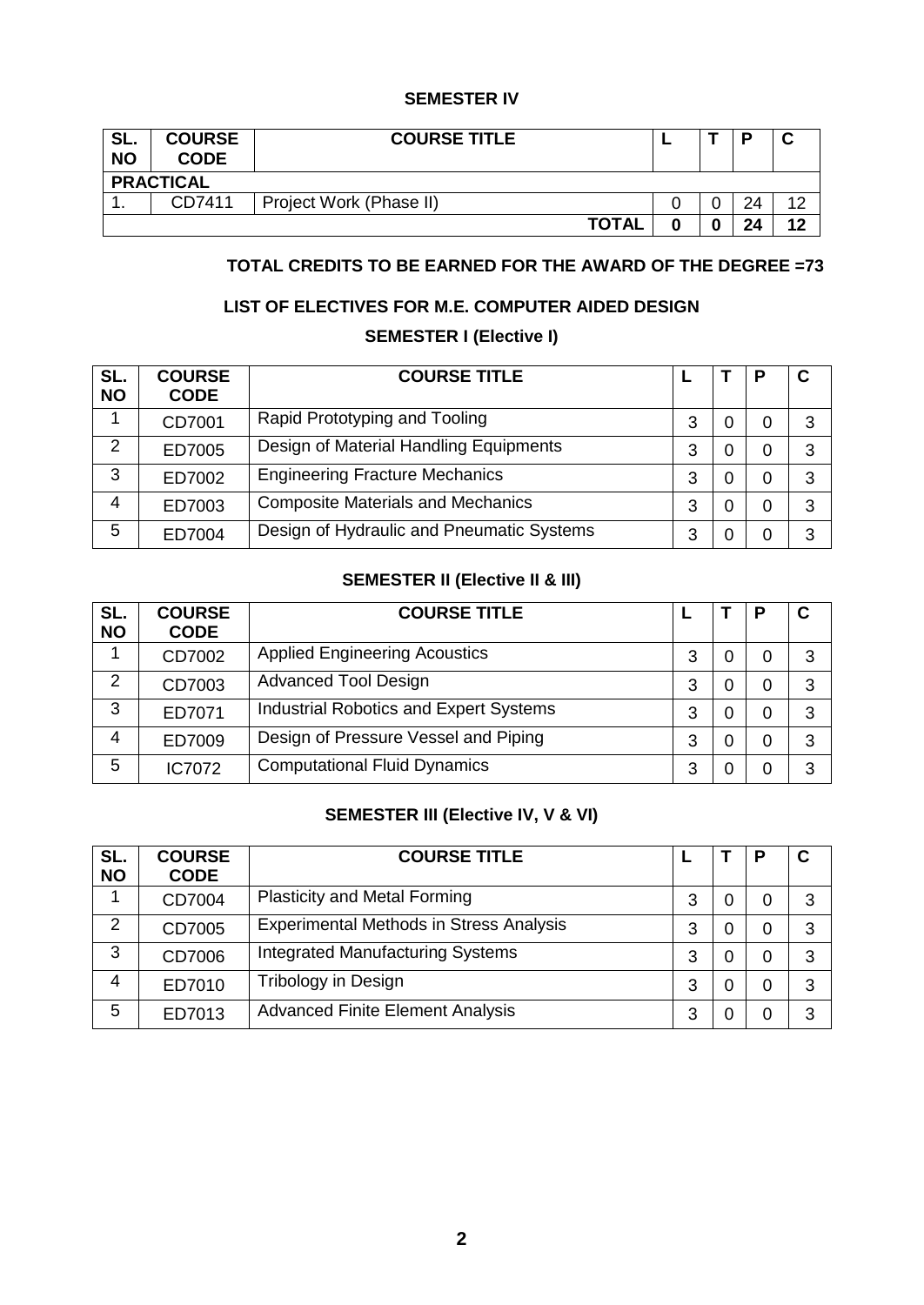## SEMESTER IV

| SL. NO | COURSE CODE | COURSE TITLE | L | T | P | C |
|---|---|---|---|---|---|---|
| **PRACTICAL** | | | | | | |
| 1. | CD7411 | Project Work (Phase II) | 0 | 0 | 24 | 12 |
| | | **TOTAL** | **0** | **0** | **24** | **12** |

**TOTAL CREDITS TO BE EARNED FOR THE AWARD OF THE DEGREE =73**

## LIST OF ELECTIVES FOR M.E. COMPUTER AIDED DESIGN

### SEMESTER I (Elective I)

| SL. NO | COURSE CODE | COURSE TITLE | L | T | P | C |
|---|---|---|---|---|---|---|
| 1 | CD7001 | Rapid Prototyping and Tooling | 3 | 0 | 0 | 3 |
| 2 | ED7005 | Design of Material Handling Equipments | 3 | 0 | 0 | 3 |
| 3 | ED7002 | Engineering Fracture Mechanics | 3 | 0 | 0 | 3 |
| 4 | ED7003 | Composite Materials and Mechanics | 3 | 0 | 0 | 3 |
| 5 | ED7004 | Design of Hydraulic and Pneumatic Systems | 3 | 0 | 0 | 3 |

### SEMESTER II (Elective II & III)

| SL. NO | COURSE CODE | COURSE TITLE | L | T | P | C |
|---|---|---|---|---|---|---|
| 1 | CD7002 | Applied Engineering Acoustics | 3 | 0 | 0 | 3 |
| 2 | CD7003 | Advanced Tool Design | 3 | 0 | 0 | 3 |
| 3 | ED7071 | Industrial Robotics and Expert Systems | 3 | 0 | 0 | 3 |
| 4 | ED7009 | Design of Pressure Vessel and Piping | 3 | 0 | 0 | 3 |
| 5 | IC7072 | Computational Fluid Dynamics | 3 | 0 | 0 | 3 |

### SEMESTER III (Elective IV, V & VI)

| SL. NO | COURSE CODE | COURSE TITLE | L | T | P | C |
|---|---|---|---|---|---|---|
| 1 | CD7004 | Plasticity and Metal Forming | 3 | 0 | 0 | 3 |
| 2 | CD7005 | Experimental Methods in Stress Analysis | 3 | 0 | 0 | 3 |
| 3 | CD7006 | Integrated Manufacturing Systems | 3 | 0 | 0 | 3 |
| 4 | ED7010 | Tribology in Design | 3 | 0 | 0 | 3 |
| 5 | ED7013 | Advanced Finite Element Analysis | 3 | 0 | 0 | 3 |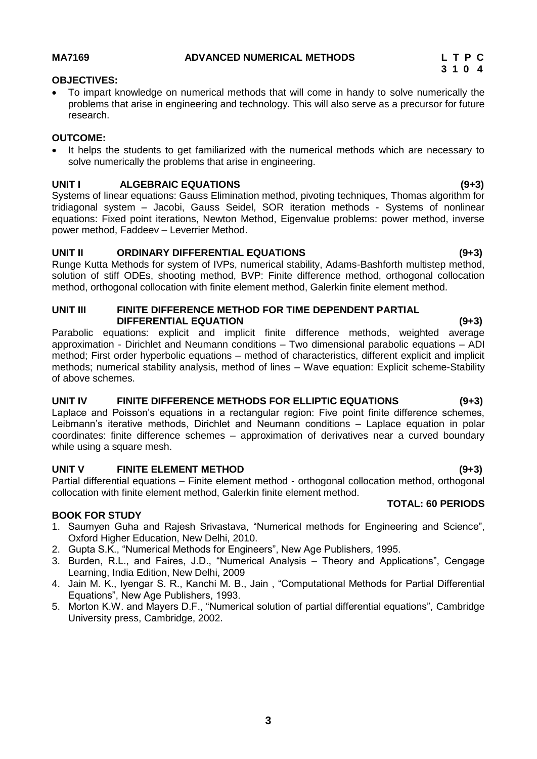**MA7169 ADVANCED NUMERICAL METHODS**

| L | T | P | C |
|---|---|---|---|
| 3 | 1 | 0 | 4 |

**OBJECTIVES:**

- To impart knowledge on numerical methods that will come in handy to solve numerically the problems that arise in engineering and technology. This will also serve as a precursor for future research.

**OUTCOME:**

- It helps the students to get familiarized with the numerical methods which are necessary to solve numerically the problems that arise in engineering.

**UNIT I ALGEBRAIC EQUATIONS (9+3)**

Systems of linear equations: Gauss Elimination method, pivoting techniques, Thomas algorithm for tridiagonal system – Jacobi, Gauss Seidel, SOR iteration methods - Systems of nonlinear equations: Fixed point iterations, Newton Method, Eigenvalue problems: power method, inverse power method, Faddeev – Leverrier Method.

**UNIT II ORDINARY DIFFERENTIAL EQUATIONS (9+3)**

Runge Kutta Methods for system of IVPs, numerical stability, Adams-Bashforth multistep method, solution of stiff ODEs, shooting method, BVP: Finite difference method, orthogonal collocation method, orthogonal collocation with finite element method, Galerkin finite element method.

**UNIT III FINITE DIFFERENCE METHOD FOR TIME DEPENDENT PARTIAL DIFFERENTIAL EQUATION (9+3)**

Parabolic equations: explicit and implicit finite difference methods, weighted average approximation - Dirichlet and Neumann conditions – Two dimensional parabolic equations – ADI method; First order hyperbolic equations – method of characteristics, different explicit and implicit methods; numerical stability analysis, method of lines – Wave equation: Explicit scheme-Stability of above schemes.

**UNIT IV FINITE DIFFERENCE METHODS FOR ELLIPTIC EQUATIONS (9+3)**

Laplace and Poisson's equations in a rectangular region: Five point finite difference schemes, Leibmann's iterative methods, Dirichlet and Neumann conditions – Laplace equation in polar coordinates: finite difference schemes – approximation of derivatives near a curved boundary while using a square mesh.

**UNIT V FINITE ELEMENT METHOD (9+3)**

Partial differential equations – Finite element method - orthogonal collocation method, orthogonal collocation with finite element method, Galerkin finite element method.

**TOTAL: 60 PERIODS**

**BOOK FOR STUDY**

1. Saumyen Guha and Rajesh Srivastava, "Numerical methods for Engineering and Science", Oxford Higher Education, New Delhi, 2010.
2. Gupta S.K., "Numerical Methods for Engineers", New Age Publishers, 1995.
3. Burden, R.L., and Faires, J.D., "Numerical Analysis – Theory and Applications", Cengage Learning, India Edition, New Delhi, 2009
4. Jain M. K., Iyengar S. R., Kanchi M. B., Jain , "Computational Methods for Partial Differential Equations", New Age Publishers, 1993.
5. Morton K.W. and Mayers D.F., "Numerical solution of partial differential equations", Cambridge University press, Cambridge, 2002.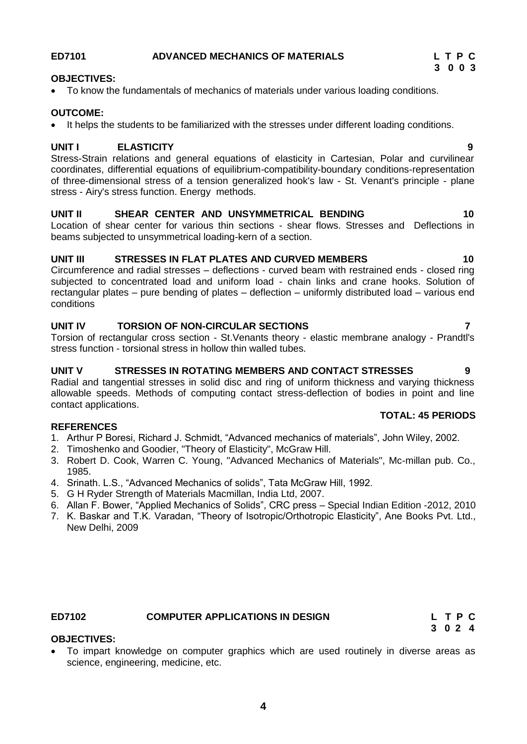## ED7101 ADVANCED MECHANICS OF MATERIALS

**L T P C**
**3 0 0 3**

**OBJECTIVES:**

- To know the fundamentals of mechanics of materials under various loading conditions.

**OUTCOME:**

- It helps the students to be familiarized with the stresses under different loading conditions.

**UNIT I ELASTICITY 9**

Stress-Strain relations and general equations of elasticity in Cartesian, Polar and curvilinear coordinates, differential equations of equilibrium-compatibility-boundary conditions-representation of three-dimensional stress of a tension generalized hook's law - St. Venant's principle - plane stress - Airy's stress function. Energy methods.

**UNIT II SHEAR CENTER AND UNSYMMETRICAL BENDING 10**

Location of shear center for various thin sections - shear flows. Stresses and Deflections in beams subjected to unsymmetrical loading-kern of a section.

**UNIT III STRESSES IN FLAT PLATES AND CURVED MEMBERS 10**

Circumference and radial stresses – deflections - curved beam with restrained ends - closed ring subjected to concentrated load and uniform load - chain links and crane hooks. Solution of rectangular plates – pure bending of plates – deflection – uniformly distributed load – various end conditions

**UNIT IV TORSION OF NON-CIRCULAR SECTIONS 7**

Torsion of rectangular cross section - St.Venants theory - elastic membrane analogy - Prandtl's stress function - torsional stress in hollow thin walled tubes.

**UNIT V STRESSES IN ROTATING MEMBERS AND CONTACT STRESSES 9**

Radial and tangential stresses in solid disc and ring of uniform thickness and varying thickness allowable speeds. Methods of computing contact stress-deflection of bodies in point and line contact applications.

**TOTAL: 45 PERIODS**

**REFERENCES**

1. Arthur P Boresi, Richard J. Schmidt, "Advanced mechanics of materials", John Wiley, 2002.
2. Timoshenko and Goodier, "Theory of Elasticity", McGraw Hill.
3. Robert D. Cook, Warren C. Young, "Advanced Mechanics of Materials", Mc-millan pub. Co., 1985.
4. Srinath. L.S., "Advanced Mechanics of solids", Tata McGraw Hill, 1992.
5. G H Ryder Strength of Materials Macmillan, India Ltd, 2007.
6. Allan F. Bower, "Applied Mechanics of Solids", CRC press – Special Indian Edition -2012, 2010
7. K. Baskar and T.K. Varadan, "Theory of Isotropic/Orthotropic Elasticity", Ane Books Pvt. Ltd., New Delhi, 2009

## ED7102 COMPUTER APPLICATIONS IN DESIGN

**L T P C**
**3 0 2 4**

**OBJECTIVES:**

- To impart knowledge on computer graphics which are used routinely in diverse areas as science, engineering, medicine, etc.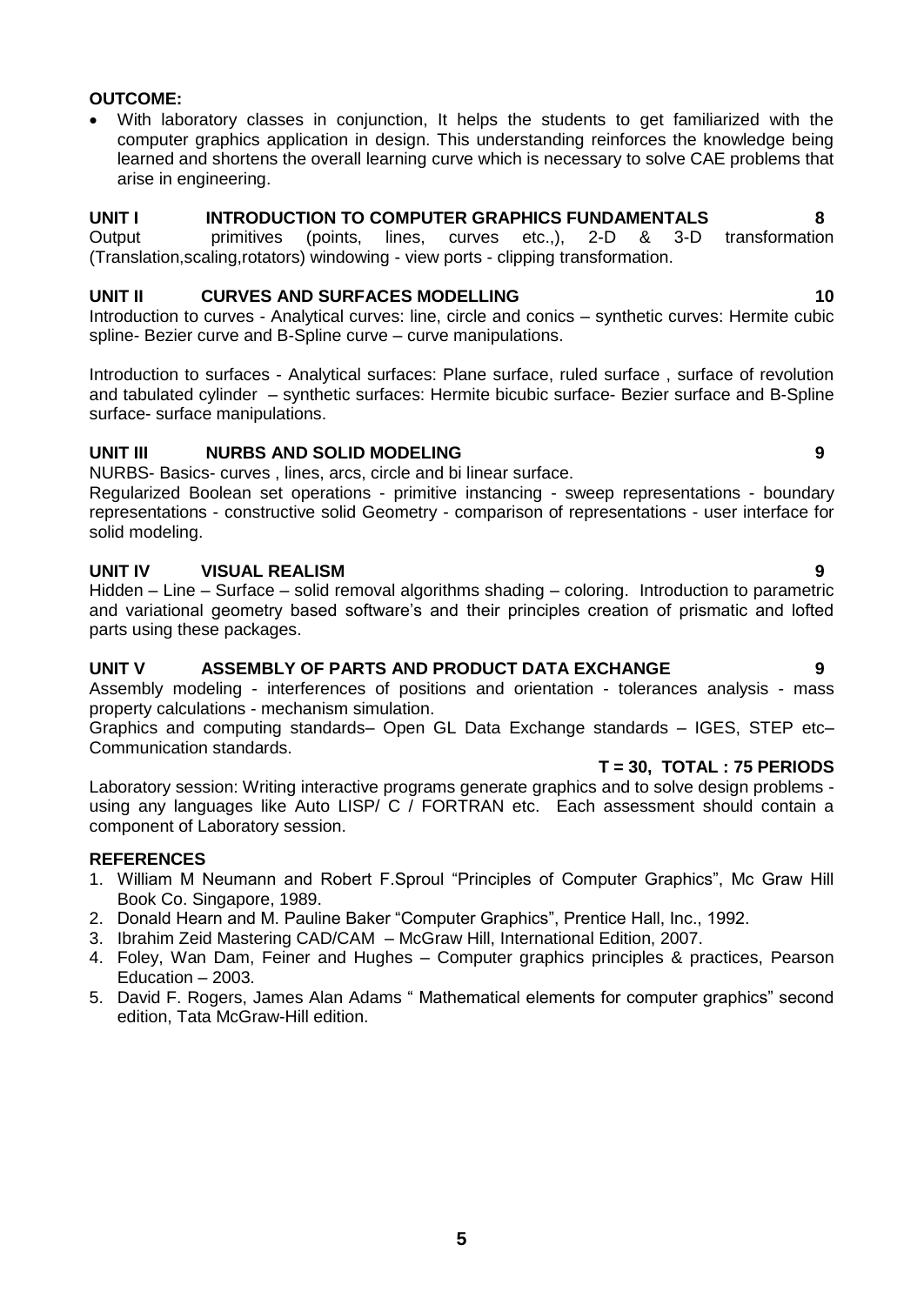**OUTCOME:**

- With laboratory classes in conjunction, It helps the students to get familiarized with the computer graphics application in design. This understanding reinforces the knowledge being learned and shortens the overall learning curve which is necessary to solve CAE problems that arise in engineering.

**UNIT I INTRODUCTION TO COMPUTER GRAPHICS FUNDAMENTALS 8**

Output primitives (points, lines, curves etc.,), 2-D & 3-D transformation (Translation,scaling,rotators) windowing - view ports - clipping transformation.

**UNIT II CURVES AND SURFACES MODELLING 10**

Introduction to curves - Analytical curves: line, circle and conics – synthetic curves: Hermite cubic spline- Bezier curve and B-Spline curve – curve manipulations.

Introduction to surfaces - Analytical surfaces: Plane surface, ruled surface , surface of revolution and tabulated cylinder – synthetic surfaces: Hermite bicubic surface- Bezier surface and B-Spline surface- surface manipulations.

**UNIT III NURBS AND SOLID MODELING 9**

NURBS- Basics- curves , lines, arcs, circle and bi linear surface.

Regularized Boolean set operations - primitive instancing - sweep representations - boundary representations - constructive solid Geometry - comparison of representations - user interface for solid modeling.

**UNIT IV VISUAL REALISM 9**

Hidden – Line – Surface – solid removal algorithms shading – coloring. Introduction to parametric and variational geometry based software's and their principles creation of prismatic and lofted parts using these packages.

**UNIT V ASSEMBLY OF PARTS AND PRODUCT DATA EXCHANGE 9**

Assembly modeling - interferences of positions and orientation - tolerances analysis - mass property calculations - mechanism simulation.

Graphics and computing standards– Open GL Data Exchange standards – IGES, STEP etc– Communication standards.

**T = 30, TOTAL : 75 PERIODS**

Laboratory session: Writing interactive programs generate graphics and to solve design problems - using any languages like Auto LISP/ C / FORTRAN etc. Each assessment should contain a component of Laboratory session.

**REFERENCES**

1. William M Neumann and Robert F.Sproul "Principles of Computer Graphics", Mc Graw Hill Book Co. Singapore, 1989.
2. Donald Hearn and M. Pauline Baker "Computer Graphics", Prentice Hall, Inc., 1992.
3. Ibrahim Zeid Mastering CAD/CAM – McGraw Hill, International Edition, 2007.
4. Foley, Wan Dam, Feiner and Hughes – Computer graphics principles & practices, Pearson Education – 2003.
5. David F. Rogers, James Alan Adams " Mathematical elements for computer graphics" second edition, Tata McGraw-Hill edition.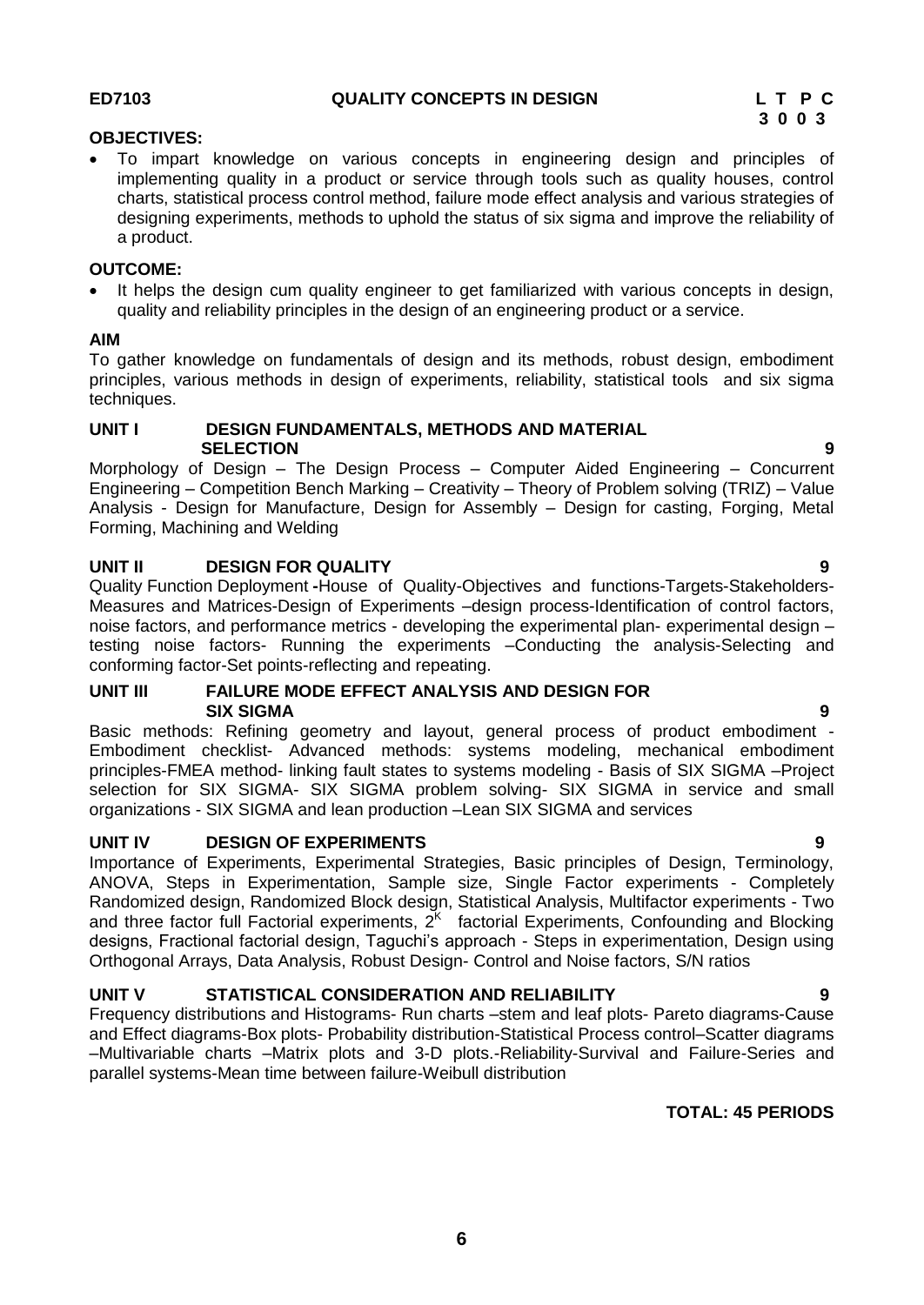**ED7103** **QUALITY CONCEPTS IN DESIGN** **L T P C**
**3 0 0 3**

**OBJECTIVES:**

- To impart knowledge on various concepts in engineering design and principles of implementing quality in a product or service through tools such as quality houses, control charts, statistical process control method, failure mode effect analysis and various strategies of designing experiments, methods to uphold the status of six sigma and improve the reliability of a product.

**OUTCOME:**

- It helps the design cum quality engineer to get familiarized with various concepts in design, quality and reliability principles in the design of an engineering product or a service.

**AIM**

To gather knowledge on fundamentals of design and its methods, robust design, embodiment principles, various methods in design of experiments, reliability, statistical tools and six sigma techniques.

**UNIT I DESIGN FUNDAMENTALS, METHODS AND MATERIAL SELECTION** **9**

Morphology of Design – The Design Process – Computer Aided Engineering – Concurrent Engineering – Competition Bench Marking – Creativity – Theory of Problem solving (TRIZ) – Value Analysis - Design for Manufacture, Design for Assembly – Design for casting, Forging, Metal Forming, Machining and Welding

**UNIT II DESIGN FOR QUALITY** **9**

Quality Function Deployment -House of Quality-Objectives and functions-Targets-Stakeholders-Measures and Matrices-Design of Experiments –design process-Identification of control factors, noise factors, and performance metrics - developing the experimental plan- experimental design – testing noise factors- Running the experiments –Conducting the analysis-Selecting and conforming factor-Set points-reflecting and repeating.

**UNIT III FAILURE MODE EFFECT ANALYSIS AND DESIGN FOR SIX SIGMA** **9**

Basic methods: Refining geometry and layout, general process of product embodiment - Embodiment checklist- Advanced methods: systems modeling, mechanical embodiment principles-FMEA method- linking fault states to systems modeling - Basis of SIX SIGMA –Project selection for SIX SIGMA- SIX SIGMA problem solving- SIX SIGMA in service and small organizations - SIX SIGMA and lean production –Lean SIX SIGMA and services

**UNIT IV DESIGN OF EXPERIMENTS** **9**

Importance of Experiments, Experimental Strategies, Basic principles of Design, Terminology, ANOVA, Steps in Experimentation, Sample size, Single Factor experiments - Completely Randomized design, Randomized Block design, Statistical Analysis, Multifactor experiments - Two and three factor full Factorial experiments, $2^K$ factorial Experiments, Confounding and Blocking designs, Fractional factorial design, Taguchi's approach - Steps in experimentation, Design using Orthogonal Arrays, Data Analysis, Robust Design- Control and Noise factors, S/N ratios

**UNIT V STATISTICAL CONSIDERATION AND RELIABILITY** **9**

Frequency distributions and Histograms- Run charts –stem and leaf plots- Pareto diagrams-Cause and Effect diagrams-Box plots- Probability distribution-Statistical Process control–Scatter diagrams –Multivariable charts –Matrix plots and 3-D plots.-Reliability-Survival and Failure-Series and parallel systems-Mean time between failure-Weibull distribution

**TOTAL: 45 PERIODS**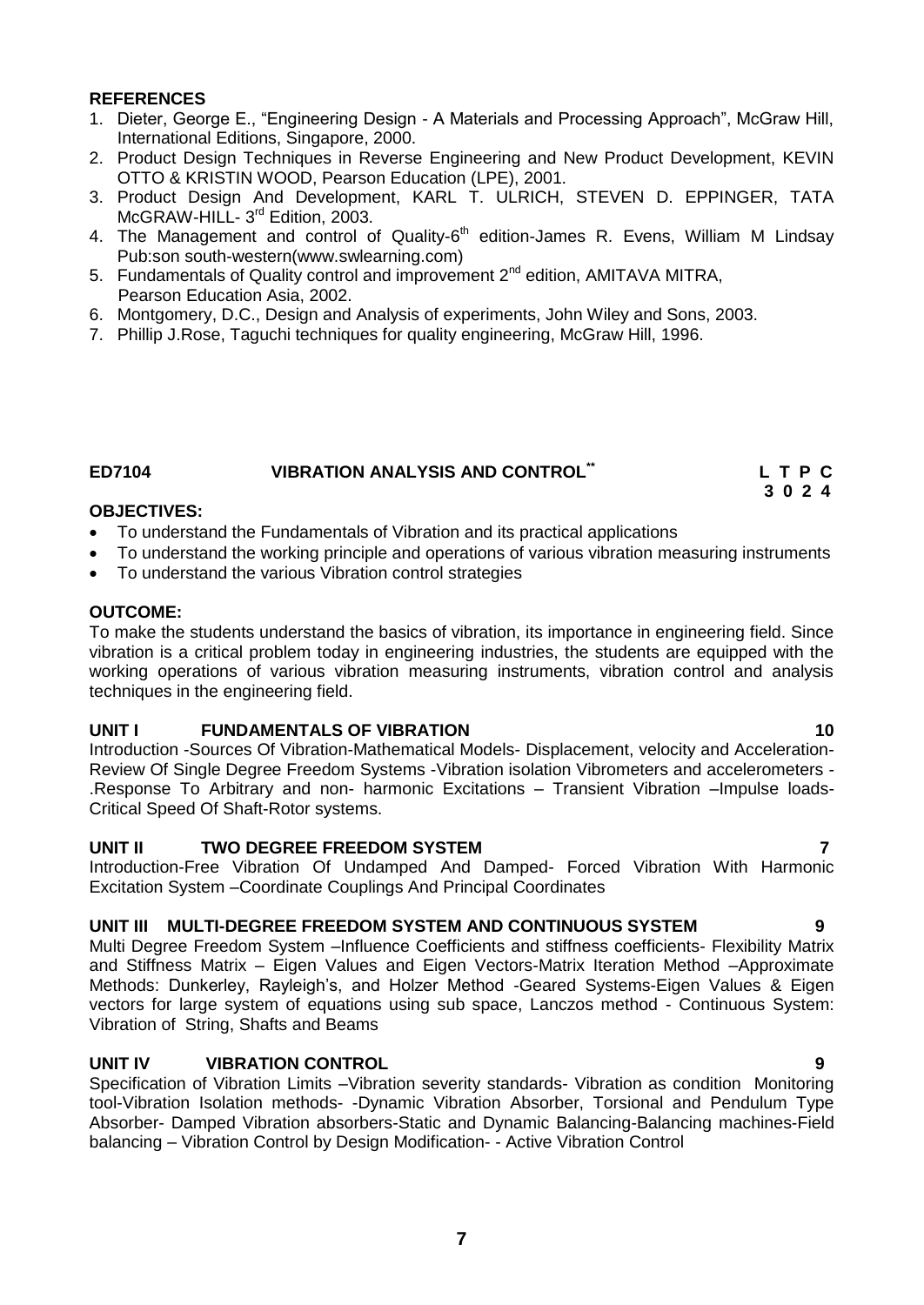**REFERENCES**

1. Dieter, George E., "Engineering Design - A Materials and Processing Approach", McGraw Hill, International Editions, Singapore, 2000.
2. Product Design Techniques in Reverse Engineering and New Product Development, KEVIN OTTO & KRISTIN WOOD, Pearson Education (LPE), 2001.
3. Product Design And Development, KARL T. ULRICH, STEVEN D. EPPINGER, TATA McGRAW-HILL- 3rd Edition, 2003.
4. The Management and control of Quality-6th edition-James R. Evens, William M Lindsay Pub:son south-western(www.swlearning.com)
5. Fundamentals of Quality control and improvement 2nd edition, AMITAVA MITRA, Pearson Education Asia, 2002.
6. Montgomery, D.C., Design and Analysis of experiments, John Wiley and Sons, 2003.
7. Phillip J.Rose, Taguchi techniques for quality engineering, McGraw Hill, 1996.

## ED7104 VIBRATION ANALYSIS AND CONTROL** 

**L T P C**
**3 0 2 4**

**OBJECTIVES:**

- To understand the Fundamentals of Vibration and its practical applications
- To understand the working principle and operations of various vibration measuring instruments
- To understand the various Vibration control strategies

**OUTCOME:**

To make the students understand the basics of vibration, its importance in engineering field. Since vibration is a critical problem today in engineering industries, the students are equipped with the working operations of various vibration measuring instruments, vibration control and analysis techniques in the engineering field.

**UNIT I FUNDAMENTALS OF VIBRATION 10**

Introduction -Sources Of Vibration-Mathematical Models- Displacement, velocity and Acceleration-Review Of Single Degree Freedom Systems -Vibration isolation Vibrometers and accelerometers - .Response To Arbitrary and non- harmonic Excitations – Transient Vibration –Impulse loads-Critical Speed Of Shaft-Rotor systems.

**UNIT II TWO DEGREE FREEDOM SYSTEM 7**

Introduction-Free Vibration Of Undamped And Damped- Forced Vibration With Harmonic Excitation System –Coordinate Couplings And Principal Coordinates

**UNIT III MULTI-DEGREE FREEDOM SYSTEM AND CONTINUOUS SYSTEM 9**

Multi Degree Freedom System –Influence Coefficients and stiffness coefficients- Flexibility Matrix and Stiffness Matrix – Eigen Values and Eigen Vectors-Matrix Iteration Method –Approximate Methods: Dunkerley, Rayleigh's, and Holzer Method -Geared Systems-Eigen Values & Eigen vectors for large system of equations using sub space, Lanczos method - Continuous System: Vibration of String, Shafts and Beams

**UNIT IV VIBRATION CONTROL 9**

Specification of Vibration Limits –Vibration severity standards- Vibration as condition Monitoring tool-Vibration Isolation methods- -Dynamic Vibration Absorber, Torsional and Pendulum Type Absorber- Damped Vibration absorbers-Static and Dynamic Balancing-Balancing machines-Field balancing – Vibration Control by Design Modification- - Active Vibration Control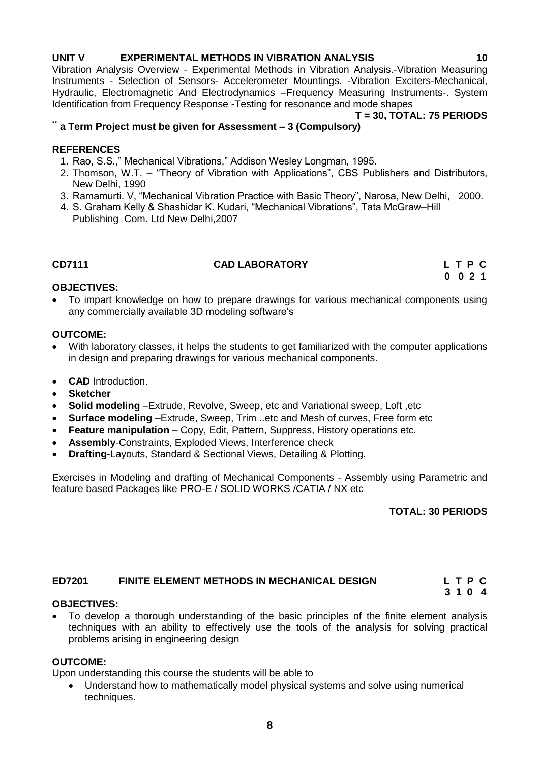**UNIT V EXPERIMENTAL METHODS IN VIBRATION ANALYSIS 10**

Vibration Analysis Overview - Experimental Methods in Vibration Analysis.-Vibration Measuring Instruments - Selection of Sensors- Accelerometer Mountings. -Vibration Exciters-Mechanical, Hydraulic, Electromagnetic And Electrodynamics –Frequency Measuring Instruments-. System Identification from Frequency Response -Testing for resonance and mode shapes

**T = 30, TOTAL: 75 PERIODS**

**[**] a Term Project must be given for Assessment – 3 (Compulsory)**

**REFERENCES**

1. Rao, S.S.," Mechanical Vibrations," Addison Wesley Longman, 1995.
2. Thomson, W.T. – "Theory of Vibration with Applications", CBS Publishers and Distributors, New Delhi, 1990
3. Ramamurti. V, "Mechanical Vibration Practice with Basic Theory", Narosa, New Delhi, 2000.
4. S. Graham Kelly & Shashidar K. Kudari, "Mechanical Vibrations", Tata McGraw–Hill Publishing Com. Ltd New Delhi,2007

## CD7111 CAD LABORATORY

| L | T | P | C |
|---|---|---|---|
| 0 | 0 | 2 | 1 |

**OBJECTIVES:**

- To impart knowledge on how to prepare drawings for various mechanical components using any commercially available 3D modeling software's

**OUTCOME:**

- With laboratory classes, it helps the students to get familiarized with the computer applications in design and preparing drawings for various mechanical components.

- **CAD** Introduction.
- **Sketcher**
- **Solid modeling** –Extrude, Revolve, Sweep, etc and Variational sweep, Loft ,etc
- **Surface modeling** –Extrude, Sweep, Trim ..etc and Mesh of curves, Free form etc
- **Feature manipulation** – Copy, Edit, Pattern, Suppress, History operations etc.
- **Assembly**-Constraints, Exploded Views, Interference check
- **Drafting**-Layouts, Standard & Sectional Views, Detailing & Plotting.

Exercises in Modeling and drafting of Mechanical Components - Assembly using Parametric and feature based Packages like PRO-E / SOLID WORKS /CATIA / NX etc

**TOTAL: 30 PERIODS**

## ED7201 FINITE ELEMENT METHODS IN MECHANICAL DESIGN

| L | T | P | C |
|---|---|---|---|
| 3 | 1 | 0 | 4 |

**OBJECTIVES:**

- To develop a thorough understanding of the basic principles of the finite element analysis techniques with an ability to effectively use the tools of the analysis for solving practical problems arising in engineering design

**OUTCOME:**

Upon understanding this course the students will be able to

- Understand how to mathematically model physical systems and solve using numerical techniques.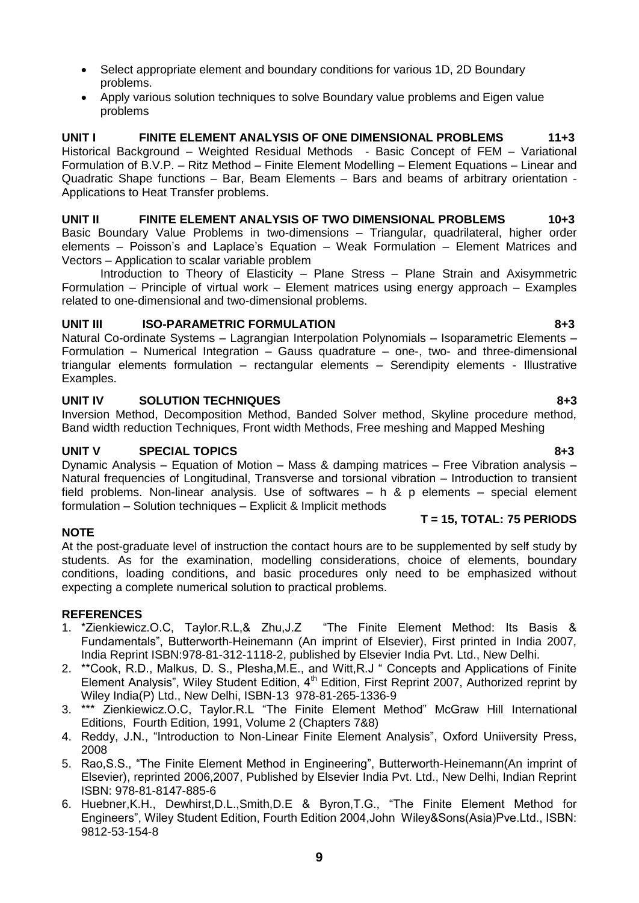- Select appropriate element and boundary conditions for various 1D, 2D Boundary problems.
- Apply various solution techniques to solve Boundary value problems and Eigen value problems

**UNIT I FINITE ELEMENT ANALYSIS OF ONE DIMENSIONAL PROBLEMS 11+3**

Historical Background – Weighted Residual Methods - Basic Concept of FEM – Variational Formulation of B.V.P. – Ritz Method – Finite Element Modelling – Element Equations – Linear and Quadratic Shape functions – Bar, Beam Elements – Bars and beams of arbitrary orientation - Applications to Heat Transfer problems.

**UNIT II FINITE ELEMENT ANALYSIS OF TWO DIMENSIONAL PROBLEMS 10+3**

Basic Boundary Value Problems in two-dimensions – Triangular, quadrilateral, higher order elements – Poisson's and Laplace's Equation – Weak Formulation – Element Matrices and Vectors – Application to scalar variable problem

Introduction to Theory of Elasticity – Plane Stress – Plane Strain and Axisymmetric Formulation – Principle of virtual work – Element matrices using energy approach – Examples related to one-dimensional and two-dimensional problems.

**UNIT III ISO-PARAMETRIC FORMULATION 8+3**

Natural Co-ordinate Systems – Lagrangian Interpolation Polynomials – Isoparametric Elements – Formulation – Numerical Integration – Gauss quadrature – one-, two- and three-dimensional triangular elements formulation – rectangular elements – Serendipity elements - Illustrative Examples.

**UNIT IV SOLUTION TECHNIQUES 8+3**

Inversion Method, Decomposition Method, Banded Solver method, Skyline procedure method, Band width reduction Techniques, Front width Methods, Free meshing and Mapped Meshing

**UNIT V SPECIAL TOPICS 8+3**

Dynamic Analysis – Equation of Motion – Mass & damping matrices – Free Vibration analysis – Natural frequencies of Longitudinal, Transverse and torsional vibration – Introduction to transient field problems. Non-linear analysis. Use of softwares – h & p elements – special element formulation – Solution techniques – Explicit & Implicit methods

**T = 15, TOTAL: 75 PERIODS**

**NOTE**

At the post-graduate level of instruction the contact hours are to be supplemented by self study by students. As for the examination, modelling considerations, choice of elements, boundary conditions, loading conditions, and basic procedures only need to be emphasized without expecting a complete numerical solution to practical problems.

**REFERENCES**

1. *Zienkiewicz.O.C, Taylor.R.L,& Zhu,J.Z "The Finite Element Method: Its Basis & Fundamentals", Butterworth-Heinemann (An imprint of Elsevier), First printed in India 2007, India Reprint ISBN:978-81-312-1118-2, published by Elsevier India Pvt. Ltd., New Delhi.
2. **Cook, R.D., Malkus, D. S., Plesha,M.E., and Witt,R.J " Concepts and Applications of Finite Element Analysis", Wiley Student Edition, 4th Edition, First Reprint 2007, Authorized reprint by Wiley India(P) Ltd., New Delhi, ISBN-13 978-81-265-1336-9
3. *** Zienkiewicz.O.C, Taylor.R.L "The Finite Element Method" McGraw Hill International Editions, Fourth Edition, 1991, Volume 2 (Chapters 7&8)
4. Reddy, J.N., "Introduction to Non-Linear Finite Element Analysis", Oxford Uniiversity Press, 2008
5. Rao,S.S., "The Finite Element Method in Engineering", Butterworth-Heinemann(An imprint of Elsevier), reprinted 2006,2007, Published by Elsevier India Pvt. Ltd., New Delhi, Indian Reprint ISBN: 978-81-8147-885-6
6. Huebner,K.H., Dewhirst,D.L.,Smith,D.E & Byron,T.G., "The Finite Element Method for Engineers", Wiley Student Edition, Fourth Edition 2004,John Wiley&Sons(Asia)Pve.Ltd., ISBN: 9812-53-154-8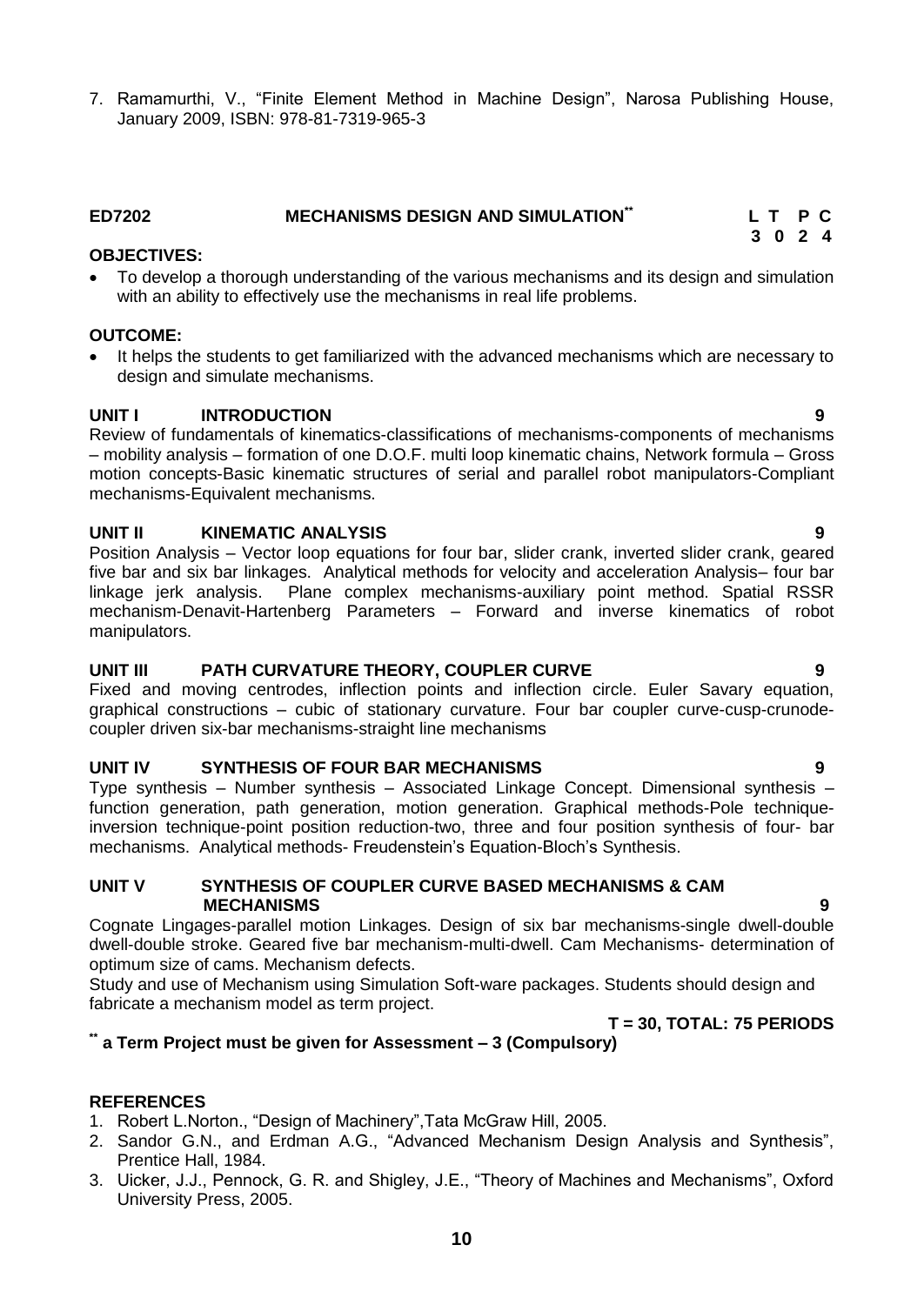7. Ramamurthi, V., "Finite Element Method in Machine Design", Narosa Publishing House, January 2009, ISBN: 978-81-7319-965-3

## ED7202 MECHANISMS DESIGN AND SIMULATION**

| L | T | P | C |
|---|---|---|---|
| 3 | 0 | 2 | 4 |

**OBJECTIVES:**

- To develop a thorough understanding of the various mechanisms and its design and simulation with an ability to effectively use the mechanisms in real life problems.

**OUTCOME:**

- It helps the students to get familiarized with the advanced mechanisms which are necessary to design and simulate mechanisms.

**UNIT I INTRODUCTION 9**

Review of fundamentals of kinematics-classifications of mechanisms-components of mechanisms – mobility analysis – formation of one D.O.F. multi loop kinematic chains, Network formula – Gross motion concepts-Basic kinematic structures of serial and parallel robot manipulators-Compliant mechanisms-Equivalent mechanisms.

**UNIT II KINEMATIC ANALYSIS 9**

Position Analysis – Vector loop equations for four bar, slider crank, inverted slider crank, geared five bar and six bar linkages. Analytical methods for velocity and acceleration Analysis– four bar linkage jerk analysis. Plane complex mechanisms-auxiliary point method. Spatial RSSR mechanism-Denavit-Hartenberg Parameters – Forward and inverse kinematics of robot manipulators.

**UNIT III PATH CURVATURE THEORY, COUPLER CURVE 9**

Fixed and moving centrodes, inflection points and inflection circle. Euler Savary equation, graphical constructions – cubic of stationary curvature. Four bar coupler curve-cusp-crunode-coupler driven six-bar mechanisms-straight line mechanisms

**UNIT IV SYNTHESIS OF FOUR BAR MECHANISMS 9**

Type synthesis – Number synthesis – Associated Linkage Concept. Dimensional synthesis – function generation, path generation, motion generation. Graphical methods-Pole technique-inversion technique-point position reduction-two, three and four position synthesis of four- bar mechanisms. Analytical methods- Freudenstein's Equation-Bloch's Synthesis.

**UNIT V SYNTHESIS OF COUPLER CURVE BASED MECHANISMS & CAM MECHANISMS 9**

Cognate Lingages-parallel motion Linkages. Design of six bar mechanisms-single dwell-double dwell-double stroke. Geared five bar mechanism-multi-dwell. Cam Mechanisms- determination of optimum size of cams. Mechanism defects.

Study and use of Mechanism using Simulation Soft-ware packages. Students should design and fabricate a mechanism model as term project.

**T = 30, TOTAL: 75 PERIODS**

**** a Term Project must be given for Assessment – 3 (Compulsory)**

**REFERENCES**

1. Robert L.Norton., "Design of Machinery",Tata McGraw Hill, 2005.
2. Sandor G.N., and Erdman A.G., "Advanced Mechanism Design Analysis and Synthesis", Prentice Hall, 1984.
3. Uicker, J.J., Pennock, G. R. and Shigley, J.E., "Theory of Machines and Mechanisms", Oxford University Press, 2005.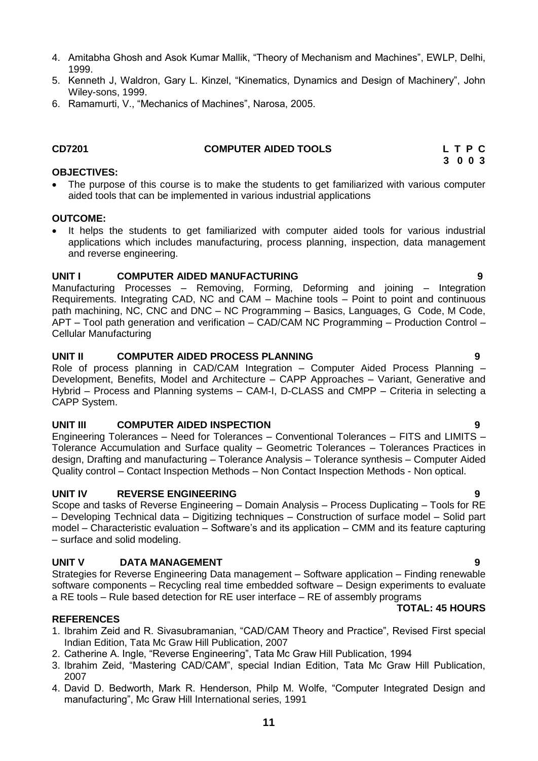4. Amitabha Ghosh and Asok Kumar Mallik, "Theory of Mechanism and Machines", EWLP, Delhi, 1999.
5. Kenneth J, Waldron, Gary L. Kinzel, "Kinematics, Dynamics and Design of Machinery", John Wiley-sons, 1999.
6. Ramamurti, V., "Mechanics of Machines", Narosa, 2005.

## CD7201 COMPUTER AIDED TOOLS

**L T P C**
**3 0 0 3**

**OBJECTIVES:**

- The purpose of this course is to make the students to get familiarized with various computer aided tools that can be implemented in various industrial applications

**OUTCOME:**

- It helps the students to get familiarized with computer aided tools for various industrial applications which includes manufacturing, process planning, inspection, data management and reverse engineering.

**UNIT I COMPUTER AIDED MANUFACTURING 9**

Manufacturing Processes – Removing, Forming, Deforming and joining – Integration Requirements. Integrating CAD, NC and CAM – Machine tools – Point to point and continuous path machining, NC, CNC and DNC – NC Programming – Basics, Languages, G Code, M Code, APT – Tool path generation and verification – CAD/CAM NC Programming – Production Control – Cellular Manufacturing

**UNIT II COMPUTER AIDED PROCESS PLANNING 9**

Role of process planning in CAD/CAM Integration – Computer Aided Process Planning – Development, Benefits, Model and Architecture – CAPP Approaches – Variant, Generative and Hybrid – Process and Planning systems – CAM-I, D-CLASS and CMPP – Criteria in selecting a CAPP System.

**UNIT III COMPUTER AIDED INSPECTION 9**

Engineering Tolerances – Need for Tolerances – Conventional Tolerances – FITS and LIMITS – Tolerance Accumulation and Surface quality – Geometric Tolerances – Tolerances Practices in design, Drafting and manufacturing – Tolerance Analysis – Tolerance synthesis – Computer Aided Quality control – Contact Inspection Methods – Non Contact Inspection Methods - Non optical.

**UNIT IV REVERSE ENGINEERING 9**

Scope and tasks of Reverse Engineering – Domain Analysis – Process Duplicating – Tools for RE – Developing Technical data – Digitizing techniques – Construction of surface model – Solid part model – Characteristic evaluation – Software's and its application – CMM and its feature capturing – surface and solid modeling.

**UNIT V DATA MANAGEMENT 9**

Strategies for Reverse Engineering Data management – Software application – Finding renewable software components – Recycling real time embedded software – Design experiments to evaluate a RE tools – Rule based detection for RE user interface – RE of assembly programs

**TOTAL: 45 HOURS**

**REFERENCES**

1. Ibrahim Zeid and R. Sivasubramanian, "CAD/CAM Theory and Practice", Revised First special Indian Edition, Tata Mc Graw Hill Publication, 2007
2. Catherine A. Ingle, "Reverse Engineering", Tata Mc Graw Hill Publication, 1994
3. Ibrahim Zeid, "Mastering CAD/CAM", special Indian Edition, Tata Mc Graw Hill Publication, 2007
4. David D. Bedworth, Mark R. Henderson, Philp M. Wolfe, "Computer Integrated Design and manufacturing", Mc Graw Hill International series, 1991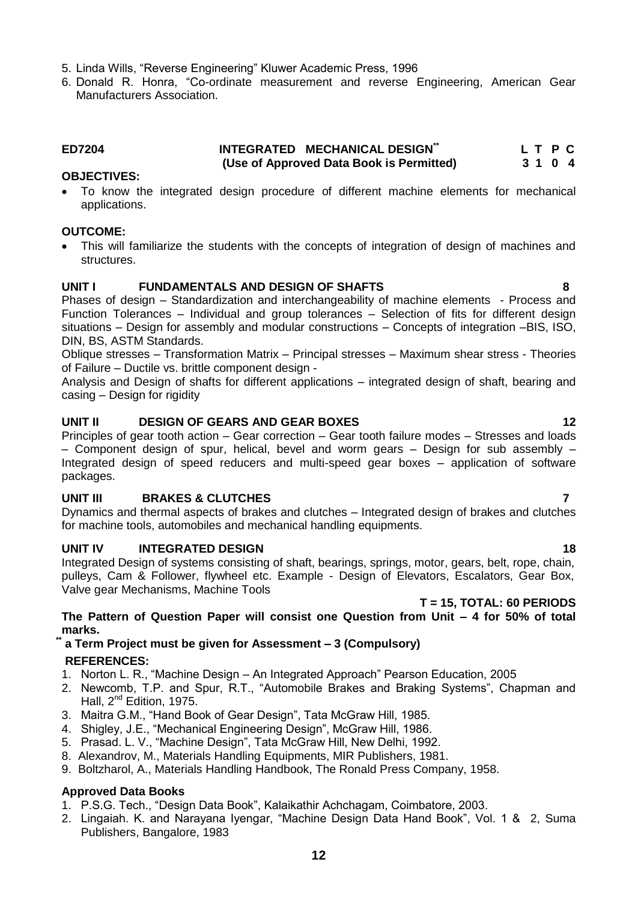5. Linda Wills, "Reverse Engineering" Kluwer Academic Press, 1996
6. Donald R. Honra, "Co-ordinate measurement and reverse Engineering, American Gear Manufacturers Association.

## ED7204 INTEGRATED MECHANICAL DESIGN** (Use of Approved Data Book is Permitted)

| L | T | P | C |
|---|---|---|---|
| 3 | 1 | 0 | 4 |

**OBJECTIVES:**

- To know the integrated design procedure of different machine elements for mechanical applications.

**OUTCOME:**

- This will familiarize the students with the concepts of integration of design of machines and structures.

### UNIT I FUNDAMENTALS AND DESIGN OF SHAFTS 8

Phases of design – Standardization and interchangeability of machine elements - Process and Function Tolerances – Individual and group tolerances – Selection of fits for different design situations – Design for assembly and modular constructions – Concepts of integration –BIS, ISO, DIN, BS, ASTM Standards.

Oblique stresses – Transformation Matrix – Principal stresses – Maximum shear stress - Theories of Failure – Ductile vs. brittle component design -

Analysis and Design of shafts for different applications – integrated design of shaft, bearing and casing – Design for rigidity

### UNIT II DESIGN OF GEARS AND GEAR BOXES 12

Principles of gear tooth action – Gear correction – Gear tooth failure modes – Stresses and loads – Component design of spur, helical, bevel and worm gears – Design for sub assembly – Integrated design of speed reducers and multi-speed gear boxes – application of software packages.

### UNIT III BRAKES & CLUTCHES 7

Dynamics and thermal aspects of brakes and clutches – Integrated design of brakes and clutches for machine tools, automobiles and mechanical handling equipments.

### UNIT IV INTEGRATED DESIGN 18

Integrated Design of systems consisting of shaft, bearings, springs, motor, gears, belt, rope, chain, pulleys, Cam & Follower, flywheel etc. Example - Design of Elevators, Escalators, Gear Box, Valve gear Mechanisms, Machine Tools

**T = 15, TOTAL: 60 PERIODS**

**The Pattern of Question Paper will consist one Question from Unit – 4 for 50% of total marks.**

**** a Term Project must be given for Assessment – 3 (Compulsory)**

**REFERENCES:**

1. Norton L. R., "Machine Design – An Integrated Approach" Pearson Education, 2005
2. Newcomb, T.P. and Spur, R.T., "Automobile Brakes and Braking Systems", Chapman and Hall, 2nd Edition, 1975.
3. Maitra G.M., "Hand Book of Gear Design", Tata McGraw Hill, 1985.
4. Shigley, J.E., "Mechanical Engineering Design", McGraw Hill, 1986.
5. Prasad. L. V., "Machine Design", Tata McGraw Hill, New Delhi, 1992.
8. Alexandrov, M., Materials Handling Equipments, MIR Publishers, 1981.
9. Boltzharol, A., Materials Handling Handbook, The Ronald Press Company, 1958.

**Approved Data Books**

1. P.S.G. Tech., "Design Data Book", Kalaikathir Achchagam, Coimbatore, 2003.
2. Lingaiah. K. and Narayana Iyengar, "Machine Design Data Hand Book", Vol. 1 & 2, Suma Publishers, Bangalore, 1983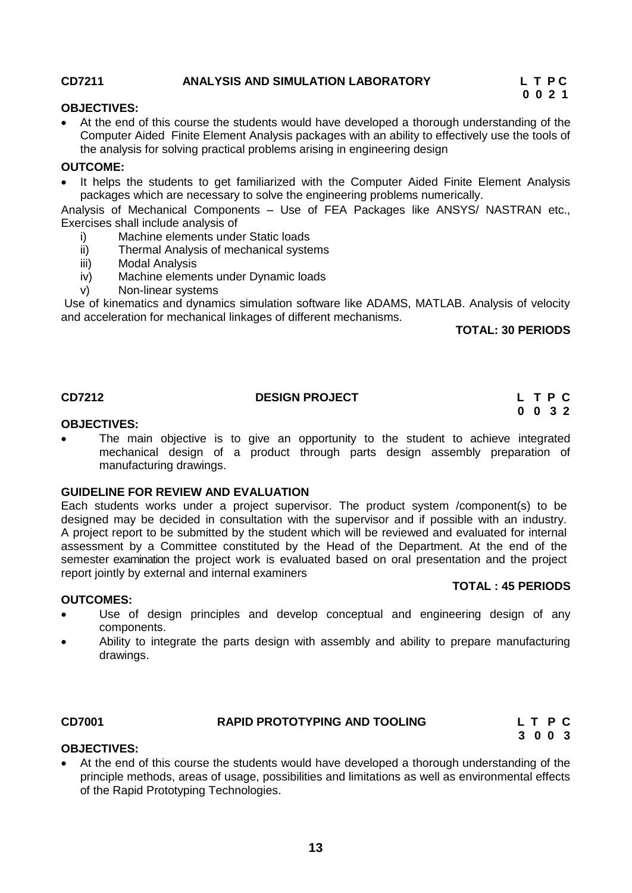**CD7211 ANALYSIS AND SIMULATION LABORATORY** **L T P C**
**0 0 2 1**

**OBJECTIVES:**

- At the end of this course the students would have developed a thorough understanding of the Computer Aided Finite Element Analysis packages with an ability to effectively use the tools of the analysis for solving practical problems arising in engineering design

**OUTCOME:**

- It helps the students to get familiarized with the Computer Aided Finite Element Analysis packages which are necessary to solve the engineering problems numerically.

Analysis of Mechanical Components – Use of FEA Packages like ANSYS/ NASTRAN etc., Exercises shall include analysis of

i) Machine elements under Static loads
ii) Thermal Analysis of mechanical systems
iii) Modal Analysis
iv) Machine elements under Dynamic loads
v) Non-linear systems

Use of kinematics and dynamics simulation software like ADAMS, MATLAB. Analysis of velocity and acceleration for mechanical linkages of different mechanisms.

**TOTAL: 30 PERIODS**

**CD7212 DESIGN PROJECT** **L T P C**
**0 0 3 2**

**OBJECTIVES:**

- The main objective is to give an opportunity to the student to achieve integrated mechanical design of a product through parts design assembly preparation of manufacturing drawings.

**GUIDELINE FOR REVIEW AND EVALUATION**

Each students works under a project supervisor. The product system /component(s) to be designed may be decided in consultation with the supervisor and if possible with an industry. A project report to be submitted by the student which will be reviewed and evaluated for internal assessment by a Committee constituted by the Head of the Department. At the end of the semester examination the project work is evaluated based on oral presentation and the project report jointly by external and internal examiners

**TOTAL : 45 PERIODS**

**OUTCOMES:**

- Use of design principles and develop conceptual and engineering design of any components.
- Ability to integrate the parts design with assembly and ability to prepare manufacturing drawings.

**CD7001 RAPID PROTOTYPING AND TOOLING** **L T P C**
**3 0 0 3**

**OBJECTIVES:**

- At the end of this course the students would have developed a thorough understanding of the principle methods, areas of usage, possibilities and limitations as well as environmental effects of the Rapid Prototyping Technologies.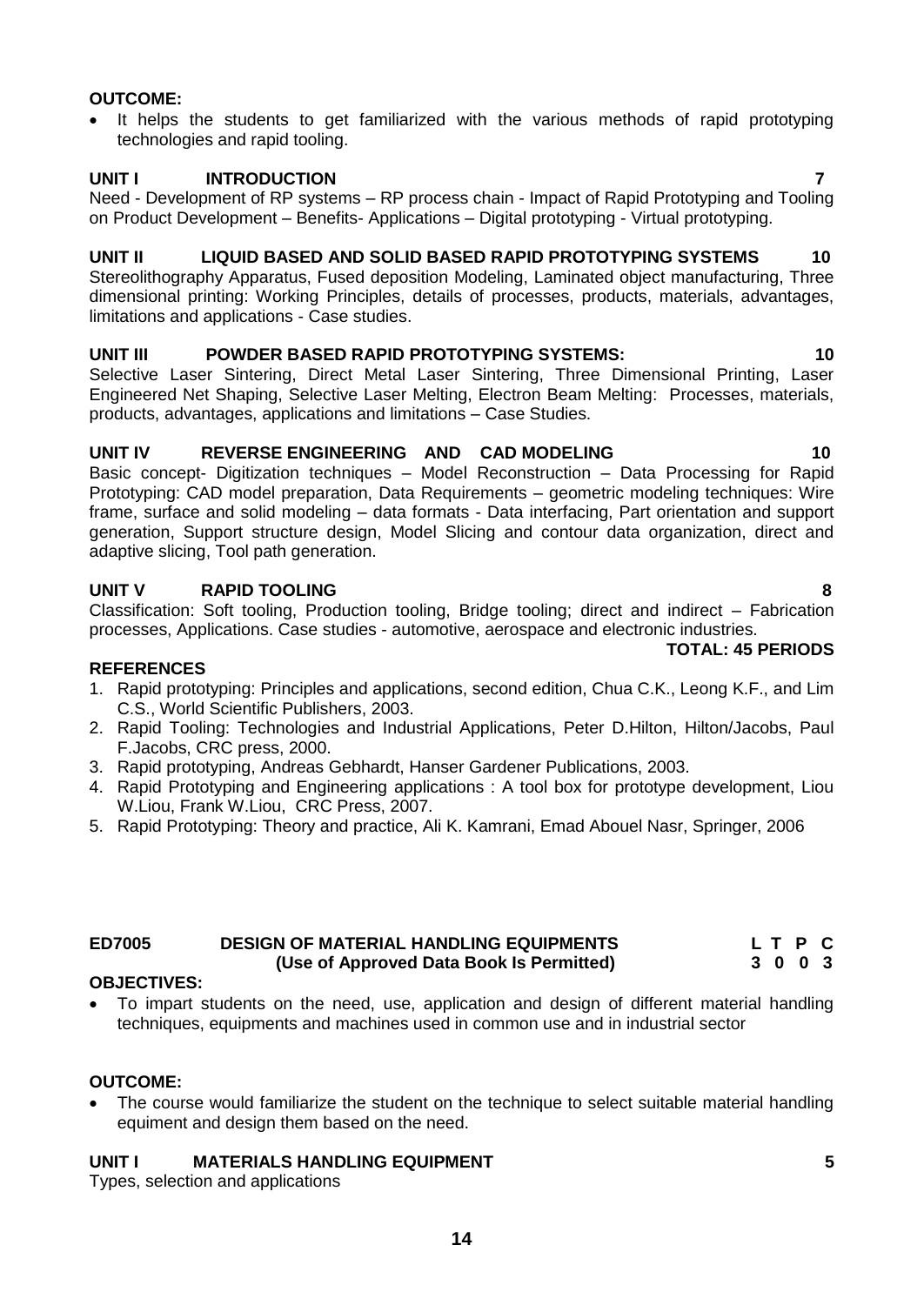**OUTCOME:**

- It helps the students to get familiarized with the various methods of rapid prototyping technologies and rapid tooling.

**UNIT I INTRODUCTION 7**

Need - Development of RP systems – RP process chain - Impact of Rapid Prototyping and Tooling on Product Development – Benefits- Applications – Digital prototyping - Virtual prototyping.

**UNIT II LIQUID BASED AND SOLID BASED RAPID PROTOTYPING SYSTEMS 10**

Stereolithography Apparatus, Fused deposition Modeling, Laminated object manufacturing, Three dimensional printing: Working Principles, details of processes, products, materials, advantages, limitations and applications - Case studies.

**UNIT III POWDER BASED RAPID PROTOTYPING SYSTEMS: 10**

Selective Laser Sintering, Direct Metal Laser Sintering, Three Dimensional Printing, Laser Engineered Net Shaping, Selective Laser Melting, Electron Beam Melting: Processes, materials, products, advantages, applications and limitations – Case Studies.

**UNIT IV REVERSE ENGINEERING AND CAD MODELING 10**

Basic concept- Digitization techniques – Model Reconstruction – Data Processing for Rapid Prototyping: CAD model preparation, Data Requirements – geometric modeling techniques: Wire frame, surface and solid modeling – data formats - Data interfacing, Part orientation and support generation, Support structure design, Model Slicing and contour data organization, direct and adaptive slicing, Tool path generation.

**UNIT V RAPID TOOLING 8**

Classification: Soft tooling, Production tooling, Bridge tooling; direct and indirect – Fabrication processes, Applications. Case studies - automotive, aerospace and electronic industries.

**TOTAL: 45 PERIODS**

**REFERENCES**

1. Rapid prototyping: Principles and applications, second edition, Chua C.K., Leong K.F., and Lim C.S., World Scientific Publishers, 2003.
2. Rapid Tooling: Technologies and Industrial Applications, Peter D.Hilton, Hilton/Jacobs, Paul F.Jacobs, CRC press, 2000.
3. Rapid prototyping, Andreas Gebhardt, Hanser Gardener Publications, 2003.
4. Rapid Prototyping and Engineering applications : A tool box for prototype development, Liou W.Liou, Frank W.Liou, CRC Press, 2007.
5. Rapid Prototyping: Theory and practice, Ali K. Kamrani, Emad Abouel Nasr, Springer, 2006

## ED7005 DESIGN OF MATERIAL HANDLING EQUIPMENTS (Use of Approved Data Book Is Permitted)

| L | T | P | C |
|---|---|---|---|
| 3 | 0 | 0 | 3 |

**OBJECTIVES:**

- To impart students on the need, use, application and design of different material handling techniques, equipments and machines used in common use and in industrial sector

**OUTCOME:**

- The course would familiarize the student on the technique to select suitable material handling equiment and design them based on the need.

**UNIT I MATERIALS HANDLING EQUIPMENT 5**

Types, selection and applications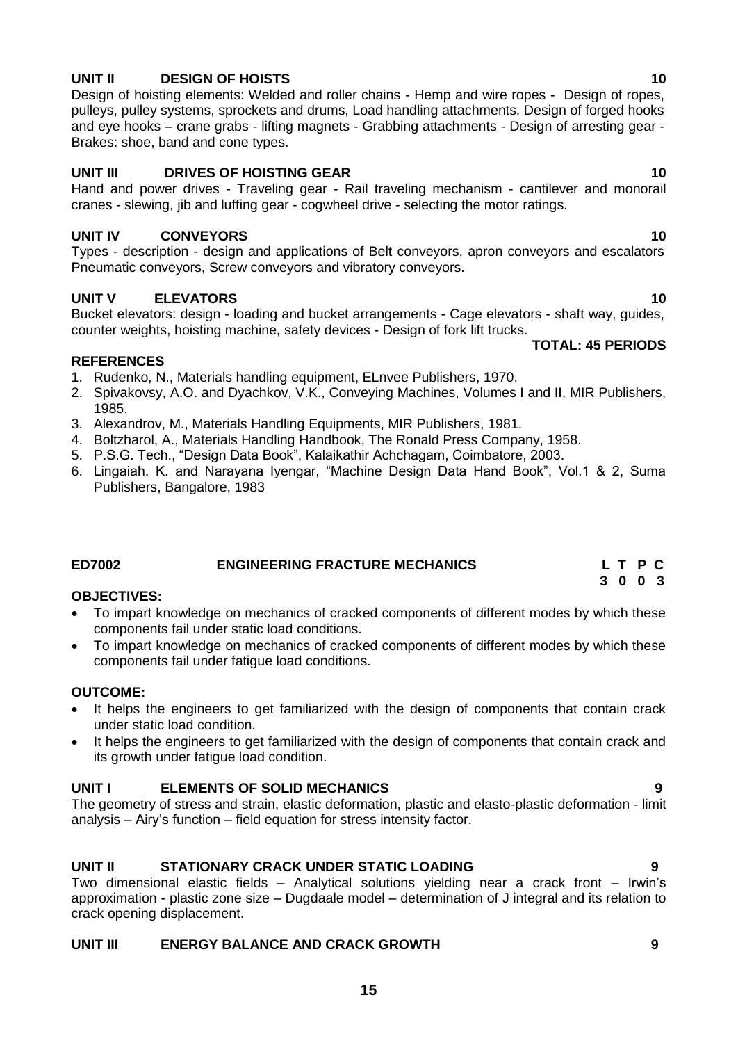### UNIT II DESIGN OF HOISTS 10

Design of hoisting elements: Welded and roller chains - Hemp and wire ropes - Design of ropes, pulleys, pulley systems, sprockets and drums, Load handling attachments. Design of forged hooks and eye hooks – crane grabs - lifting magnets - Grabbing attachments - Design of arresting gear - Brakes: shoe, band and cone types.

### UNIT III DRIVES OF HOISTING GEAR 10

Hand and power drives - Traveling gear - Rail traveling mechanism - cantilever and monorail cranes - slewing, jib and luffing gear - cogwheel drive - selecting the motor ratings.

### UNIT IV CONVEYORS 10

Types - description - design and applications of Belt conveyors, apron conveyors and escalators Pneumatic conveyors, Screw conveyors and vibratory conveyors.

### UNIT V ELEVATORS 10

Bucket elevators: design - loading and bucket arrangements - Cage elevators - shaft way, guides, counter weights, hoisting machine, safety devices - Design of fork lift trucks.

**TOTAL: 45 PERIODS**

**REFERENCES**

1. Rudenko, N., Materials handling equipment, ELnvee Publishers, 1970.
2. Spivakovsy, A.O. and Dyachkov, V.K., Conveying Machines, Volumes I and II, MIR Publishers, 1985.
3. Alexandrov, M., Materials Handling Equipments, MIR Publishers, 1981.
4. Boltzharol, A., Materials Handling Handbook, The Ronald Press Company, 1958.
5. P.S.G. Tech., "Design Data Book", Kalaikathir Achchagam, Coimbatore, 2003.
6. Lingaiah. K. and Narayana Iyengar, "Machine Design Data Hand Book", Vol.1 & 2, Suma Publishers, Bangalore, 1983

## ED7002 ENGINEERING FRACTURE MECHANICS

| L | T | P | C |
|---|---|---|---|
| 3 | 0 | 0 | 3 |

**OBJECTIVES:**

- To impart knowledge on mechanics of cracked components of different modes by which these components fail under static load conditions.
- To impart knowledge on mechanics of cracked components of different modes by which these components fail under fatigue load conditions.

**OUTCOME:**

- It helps the engineers to get familiarized with the design of components that contain crack under static load condition.
- It helps the engineers to get familiarized with the design of components that contain crack and its growth under fatigue load condition.

### UNIT I ELEMENTS OF SOLID MECHANICS 9

The geometry of stress and strain, elastic deformation, plastic and elasto-plastic deformation - limit analysis – Airy's function – field equation for stress intensity factor.

### UNIT II STATIONARY CRACK UNDER STATIC LOADING 9

Two dimensional elastic fields – Analytical solutions yielding near a crack front – Irwin's approximation - plastic zone size – Dugdaale model – determination of J integral and its relation to crack opening displacement.

### UNIT III ENERGY BALANCE AND CRACK GROWTH 9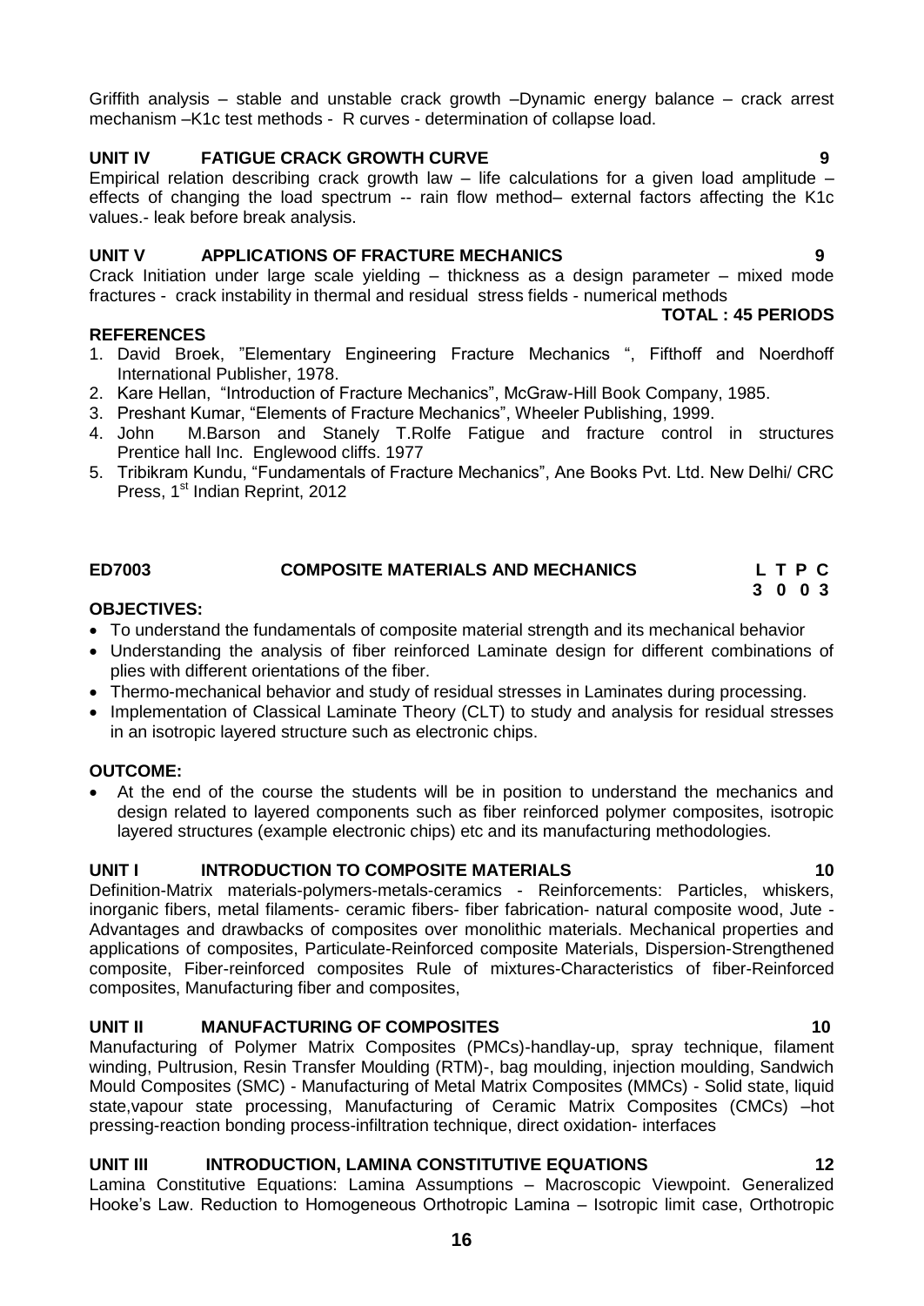Griffith analysis – stable and unstable crack growth –Dynamic energy balance – crack arrest mechanism –K1c test methods - R curves - determination of collapse load.

**UNIT IV FATIGUE CRACK GROWTH CURVE 9**

Empirical relation describing crack growth law – life calculations for a given load amplitude – effects of changing the load spectrum -- rain flow method– external factors affecting the K1c values.- leak before break analysis.

**UNIT V APPLICATIONS OF FRACTURE MECHANICS 9**

Crack Initiation under large scale yielding – thickness as a design parameter – mixed mode fractures - crack instability in thermal and residual stress fields - numerical methods

**TOTAL : 45 PERIODS**

**REFERENCES**

1. David Broek, "Elementary Engineering Fracture Mechanics ", Fifthoff and Noerdhoff International Publisher, 1978.
2. Kare Hellan, "Introduction of Fracture Mechanics", McGraw-Hill Book Company, 1985.
3. Preshant Kumar, "Elements of Fracture Mechanics", Wheeler Publishing, 1999.
4. John M.Barson and Stanely T.Rolfe Fatigue and fracture control in structures Prentice hall Inc. Englewood cliffs. 1977
5. Tribikram Kundu, "Fundamentals of Fracture Mechanics", Ane Books Pvt. Ltd. New Delhi/ CRC Press, 1st Indian Reprint, 2012

## ED7003 COMPOSITE MATERIALS AND MECHANICS

**L T P C**
**3 0 0 3**

**OBJECTIVES:**

- To understand the fundamentals of composite material strength and its mechanical behavior
- Understanding the analysis of fiber reinforced Laminate design for different combinations of plies with different orientations of the fiber.
- Thermo-mechanical behavior and study of residual stresses in Laminates during processing.
- Implementation of Classical Laminate Theory (CLT) to study and analysis for residual stresses in an isotropic layered structure such as electronic chips.

**OUTCOME:**

- At the end of the course the students will be in position to understand the mechanics and design related to layered components such as fiber reinforced polymer composites, isotropic layered structures (example electronic chips) etc and its manufacturing methodologies.

**UNIT I INTRODUCTION TO COMPOSITE MATERIALS 10**

Definition-Matrix materials-polymers-metals-ceramics - Reinforcements: Particles, whiskers, inorganic fibers, metal filaments- ceramic fibers- fiber fabrication- natural composite wood, Jute - Advantages and drawbacks of composites over monolithic materials. Mechanical properties and applications of composites, Particulate-Reinforced composite Materials, Dispersion-Strengthened composite, Fiber-reinforced composites Rule of mixtures-Characteristics of fiber-Reinforced composites, Manufacturing fiber and composites,

**UNIT II MANUFACTURING OF COMPOSITES 10**

Manufacturing of Polymer Matrix Composites (PMCs)-handlay-up, spray technique, filament winding, Pultrusion, Resin Transfer Moulding (RTM)-, bag moulding, injection moulding, Sandwich Mould Composites (SMC) - Manufacturing of Metal Matrix Composites (MMCs) - Solid state, liquid state,vapour state processing, Manufacturing of Ceramic Matrix Composites (CMCs) –hot pressing-reaction bonding process-infiltration technique, direct oxidation- interfaces

**UNIT III INTRODUCTION, LAMINA CONSTITUTIVE EQUATIONS 12**

Lamina Constitutive Equations: Lamina Assumptions – Macroscopic Viewpoint. Generalized Hooke's Law. Reduction to Homogeneous Orthotropic Lamina – Isotropic limit case, Orthotropic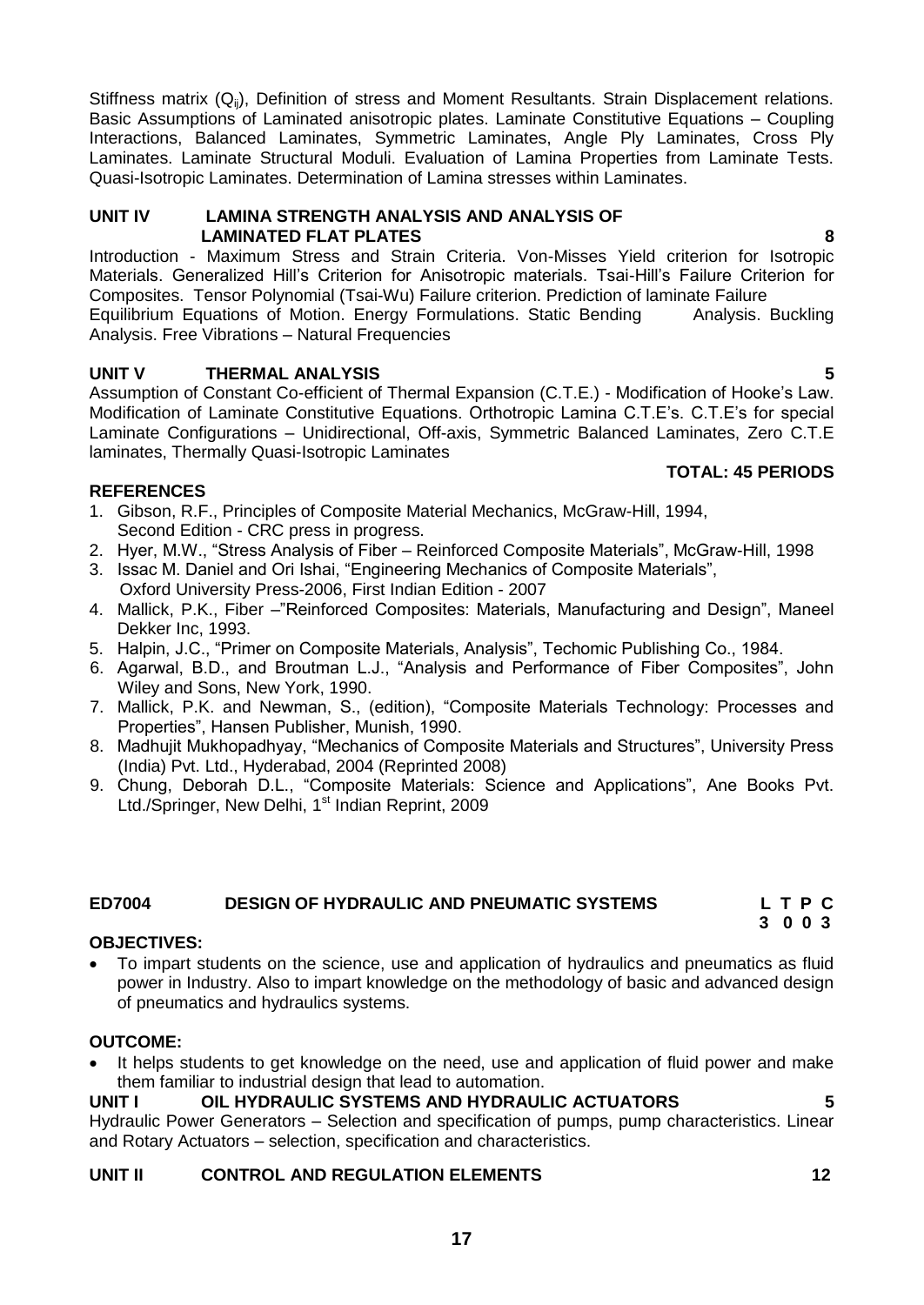Stiffness matrix ($Q_{ij}$), Definition of stress and Moment Resultants. Strain Displacement relations. Basic Assumptions of Laminated anisotropic plates. Laminate Constitutive Equations – Coupling Interactions, Balanced Laminates, Symmetric Laminates, Angle Ply Laminates, Cross Ply Laminates. Laminate Structural Moduli. Evaluation of Lamina Properties from Laminate Tests. Quasi-Isotropic Laminates. Determination of Lamina stresses within Laminates.

**UNIT IV LAMINA STRENGTH ANALYSIS AND ANALYSIS OF LAMINATED FLAT PLATES 8**

Introduction - Maximum Stress and Strain Criteria. Von-Misses Yield criterion for Isotropic Materials. Generalized Hill's Criterion for Anisotropic materials. Tsai-Hill's Failure Criterion for Composites. Tensor Polynomial (Tsai-Wu) Failure criterion. Prediction of laminate Failure Equilibrium Equations of Motion. Energy Formulations. Static Bending Analysis. Buckling Analysis. Free Vibrations – Natural Frequencies

**UNIT V THERMAL ANALYSIS 5**

Assumption of Constant Co-efficient of Thermal Expansion (C.T.E.) - Modification of Hooke's Law. Modification of Laminate Constitutive Equations. Orthotropic Lamina C.T.E's. C.T.E's for special Laminate Configurations – Unidirectional, Off-axis, Symmetric Balanced Laminates, Zero C.T.E laminates, Thermally Quasi-Isotropic Laminates

**TOTAL: 45 PERIODS**

**REFERENCES**

1. Gibson, R.F., Principles of Composite Material Mechanics, McGraw-Hill, 1994, Second Edition - CRC press in progress.
2. Hyer, M.W., "Stress Analysis of Fiber – Reinforced Composite Materials", McGraw-Hill, 1998
3. Issac M. Daniel and Ori Ishai, "Engineering Mechanics of Composite Materials", Oxford University Press-2006, First Indian Edition - 2007
4. Mallick, P.K., Fiber –"Reinforced Composites: Materials, Manufacturing and Design", Maneel Dekker Inc, 1993.
5. Halpin, J.C., "Primer on Composite Materials, Analysis", Techomic Publishing Co., 1984.
6. Agarwal, B.D., and Broutman L.J., "Analysis and Performance of Fiber Composites", John Wiley and Sons, New York, 1990.
7. Mallick, P.K. and Newman, S., (edition), "Composite Materials Technology: Processes and Properties", Hansen Publisher, Munish, 1990.
8. Madhujit Mukhopadhyay, "Mechanics of Composite Materials and Structures", University Press (India) Pvt. Ltd., Hyderabad, 2004 (Reprinted 2008)
9. Chung, Deborah D.L., "Composite Materials: Science and Applications", Ane Books Pvt. Ltd./Springer, New Delhi, 1st Indian Reprint, 2009

## ED7004 DESIGN OF HYDRAULIC AND PNEUMATIC SYSTEMS

| L | T | P | C |
|---|---|---|---|
| 3 | 0 | 0 | 3 |

**OBJECTIVES:**

- To impart students on the science, use and application of hydraulics and pneumatics as fluid power in Industry. Also to impart knowledge on the methodology of basic and advanced design of pneumatics and hydraulics systems.

**OUTCOME:**

- It helps students to get knowledge on the need, use and application of fluid power and make them familiar to industrial design that lead to automation.

**UNIT I OIL HYDRAULIC SYSTEMS AND HYDRAULIC ACTUATORS 5**

Hydraulic Power Generators – Selection and specification of pumps, pump characteristics. Linear and Rotary Actuators – selection, specification and characteristics.

**UNIT II CONTROL AND REGULATION ELEMENTS 12**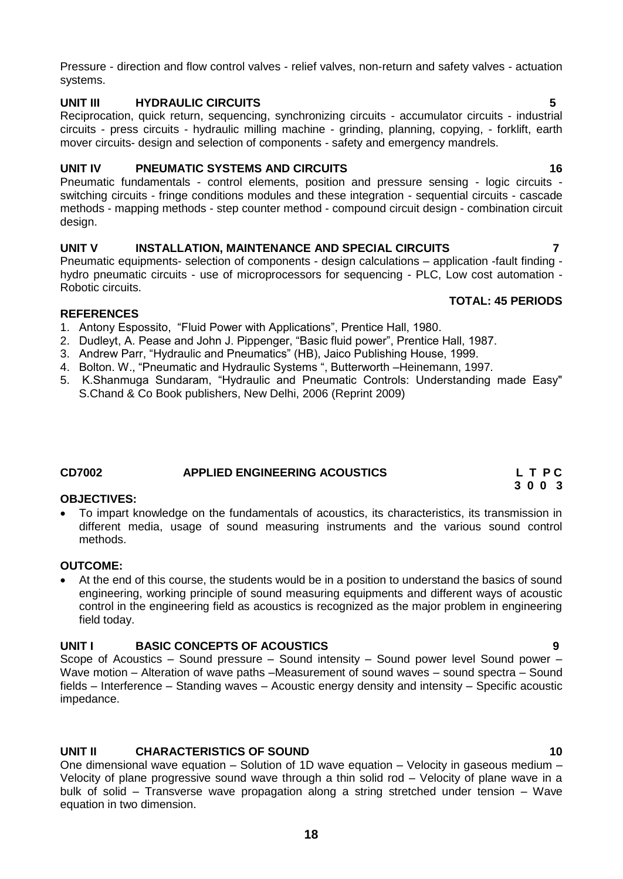Pressure - direction and flow control valves - relief valves, non-return and safety valves - actuation systems.

**UNIT III HYDRAULIC CIRCUITS 5**

Reciprocation, quick return, sequencing, synchronizing circuits - accumulator circuits - industrial circuits - press circuits - hydraulic milling machine - grinding, planning, copying, - forklift, earth mover circuits- design and selection of components - safety and emergency mandrels.

**UNIT IV PNEUMATIC SYSTEMS AND CIRCUITS 16**

Pneumatic fundamentals - control elements, position and pressure sensing - logic circuits - switching circuits - fringe conditions modules and these integration - sequential circuits - cascade methods - mapping methods - step counter method - compound circuit design - combination circuit design.

**UNIT V INSTALLATION, MAINTENANCE AND SPECIAL CIRCUITS 7**

Pneumatic equipments- selection of components - design calculations – application -fault finding - hydro pneumatic circuits - use of microprocessors for sequencing - PLC, Low cost automation - Robotic circuits.

**TOTAL: 45 PERIODS**

**REFERENCES**

1. Antony Espossito, "Fluid Power with Applications", Prentice Hall, 1980.
2. Dudleyt, A. Pease and John J. Pippenger, "Basic fluid power", Prentice Hall, 1987.
3. Andrew Parr, "Hydraulic and Pneumatics" (HB), Jaico Publishing House, 1999.
4. Bolton. W., "Pneumatic and Hydraulic Systems ", Butterworth –Heinemann, 1997.
5. K.Shanmuga Sundaram, "Hydraulic and Pneumatic Controls: Understanding made Easy" S.Chand & Co Book publishers, New Delhi, 2006 (Reprint 2009)

## CD7002 APPLIED ENGINEERING ACOUSTICS

| L | T | P | C |
|---|---|---|---|
| 3 | 0 | 0 | 3 |

**OBJECTIVES:**

- To impart knowledge on the fundamentals of acoustics, its characteristics, its transmission in different media, usage of sound measuring instruments and the various sound control methods.

**OUTCOME:**

- At the end of this course, the students would be in a position to understand the basics of sound engineering, working principle of sound measuring equipments and different ways of acoustic control in the engineering field as acoustics is recognized as the major problem in engineering field today.

**UNIT I BASIC CONCEPTS OF ACOUSTICS 9**

Scope of Acoustics – Sound pressure – Sound intensity – Sound power level Sound power – Wave motion – Alteration of wave paths –Measurement of sound waves – sound spectra – Sound fields – Interference – Standing waves – Acoustic energy density and intensity – Specific acoustic impedance.

**UNIT II CHARACTERISTICS OF SOUND 10**

One dimensional wave equation – Solution of 1D wave equation – Velocity in gaseous medium – Velocity of plane progressive sound wave through a thin solid rod – Velocity of plane wave in a bulk of solid – Transverse wave propagation along a string stretched under tension – Wave equation in two dimension.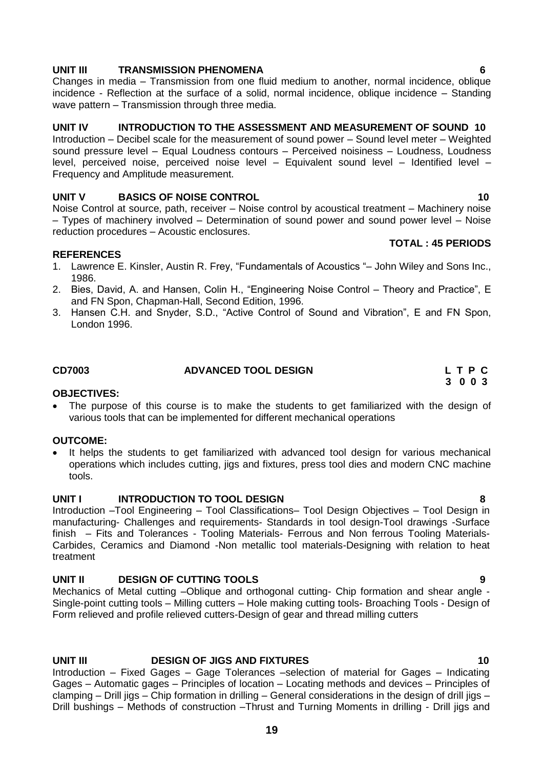**UNIT III TRANSMISSION PHENOMENA 6**

Changes in media – Transmission from one fluid medium to another, normal incidence, oblique incidence - Reflection at the surface of a solid, normal incidence, oblique incidence – Standing wave pattern – Transmission through three media.

**UNIT IV INTRODUCTION TO THE ASSESSMENT AND MEASUREMENT OF SOUND 10**

Introduction – Decibel scale for the measurement of sound power – Sound level meter – Weighted sound pressure level – Equal Loudness contours – Perceived noisiness – Loudness, Loudness level, perceived noise, perceived noise level – Equivalent sound level – Identified level – Frequency and Amplitude measurement.

**UNIT V BASICS OF NOISE CONTROL 10**

Noise Control at source, path, receiver – Noise control by acoustical treatment – Machinery noise – Types of machinery involved – Determination of sound power and sound power level – Noise reduction procedures – Acoustic enclosures.

**TOTAL : 45 PERIODS**

**REFERENCES**

1. Lawrence E. Kinsler, Austin R. Frey, "Fundamentals of Acoustics "– John Wiley and Sons Inc., 1986.
2. Bies, David, A. and Hansen, Colin H., "Engineering Noise Control – Theory and Practice", E and FN Spon, Chapman-Hall, Second Edition, 1996.
3. Hansen C.H. and Snyder, S.D., "Active Control of Sound and Vibration", E and FN Spon, London 1996.

## CD7003 ADVANCED TOOL DESIGN

| L | T | P | C |
|---|---|---|---|
| 3 | 0 | 0 | 3 |

**OBJECTIVES:**

- The purpose of this course is to make the students to get familiarized with the design of various tools that can be implemented for different mechanical operations

**OUTCOME:**

- It helps the students to get familiarized with advanced tool design for various mechanical operations which includes cutting, jigs and fixtures, press tool dies and modern CNC machine tools.

**UNIT I INTRODUCTION TO TOOL DESIGN 8**

Introduction –Tool Engineering – Tool Classifications– Tool Design Objectives – Tool Design in manufacturing- Challenges and requirements- Standards in tool design-Tool drawings -Surface finish – Fits and Tolerances - Tooling Materials- Ferrous and Non ferrous Tooling Materials- Carbides, Ceramics and Diamond -Non metallic tool materials-Designing with relation to heat treatment

**UNIT II DESIGN OF CUTTING TOOLS 9**

Mechanics of Metal cutting –Oblique and orthogonal cutting- Chip formation and shear angle - Single-point cutting tools – Milling cutters – Hole making cutting tools- Broaching Tools - Design of Form relieved and profile relieved cutters-Design of gear and thread milling cutters

**UNIT III DESIGN OF JIGS AND FIXTURES 10**

Introduction – Fixed Gages – Gage Tolerances –selection of material for Gages – Indicating Gages – Automatic gages – Principles of location – Locating methods and devices – Principles of clamping – Drill jigs – Chip formation in drilling – General considerations in the design of drill jigs – Drill bushings – Methods of construction –Thrust and Turning Moments in drilling - Drill jigs and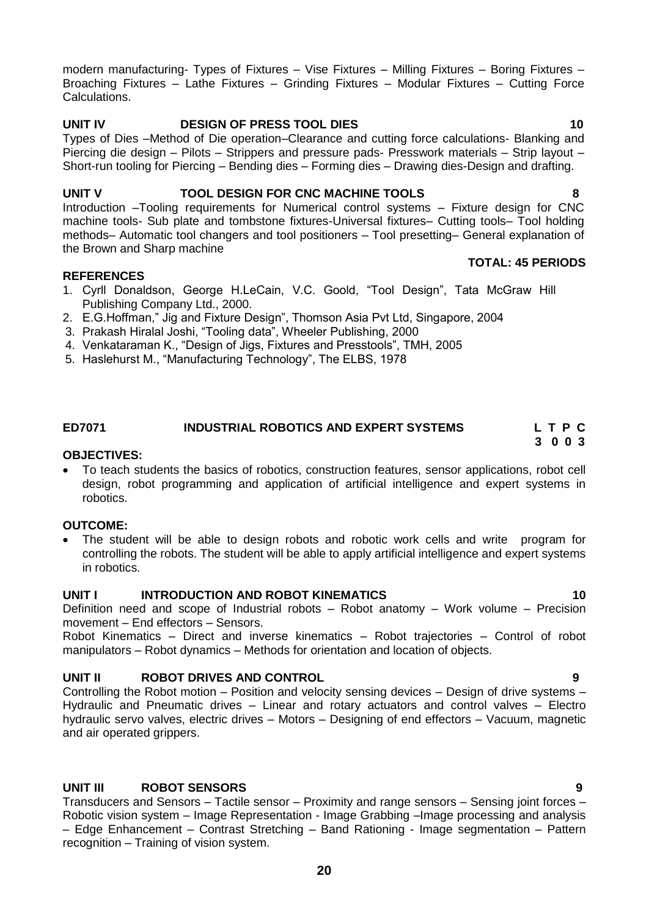modern manufacturing- Types of Fixtures – Vise Fixtures – Milling Fixtures – Boring Fixtures – Broaching Fixtures – Lathe Fixtures – Grinding Fixtures – Modular Fixtures – Cutting Force Calculations.

**UNIT IV DESIGN OF PRESS TOOL DIES 10**

Types of Dies –Method of Die operation–Clearance and cutting force calculations- Blanking and Piercing die design – Pilots – Strippers and pressure pads- Presswork materials – Strip layout – Short-run tooling for Piercing – Bending dies – Forming dies – Drawing dies-Design and drafting.

**UNIT V TOOL DESIGN FOR CNC MACHINE TOOLS 8**

Introduction –Tooling requirements for Numerical control systems – Fixture design for CNC machine tools- Sub plate and tombstone fixtures-Universal fixtures– Cutting tools– Tool holding methods– Automatic tool changers and tool positioners – Tool presetting– General explanation of the Brown and Sharp machine

**TOTAL: 45 PERIODS**

**REFERENCES**

1. Cyrll Donaldson, George H.LeCain, V.C. Goold, "Tool Design", Tata McGraw Hill Publishing Company Ltd., 2000.
2. E.G.Hoffman," Jig and Fixture Design", Thomson Asia Pvt Ltd, Singapore, 2004
3. Prakash Hiralal Joshi, "Tooling data", Wheeler Publishing, 2000
4. Venkataraman K., "Design of Jigs, Fixtures and Presstools", TMH, 2005
5. Haslehurst M., "Manufacturing Technology", The ELBS, 1978

## ED7071 INDUSTRIAL ROBOTICS AND EXPERT SYSTEMS

**L T P C**
**3 0 0 3**

**OBJECTIVES:**

- To teach students the basics of robotics, construction features, sensor applications, robot cell design, robot programming and application of artificial intelligence and expert systems in robotics.

**OUTCOME:**

- The student will be able to design robots and robotic work cells and write program for controlling the robots. The student will be able to apply artificial intelligence and expert systems in robotics.

**UNIT I INTRODUCTION AND ROBOT KINEMATICS 10**

Definition need and scope of Industrial robots – Robot anatomy – Work volume – Precision movement – End effectors – Sensors.

Robot Kinematics – Direct and inverse kinematics – Robot trajectories – Control of robot manipulators – Robot dynamics – Methods for orientation and location of objects.

**UNIT II ROBOT DRIVES AND CONTROL 9**

Controlling the Robot motion – Position and velocity sensing devices – Design of drive systems – Hydraulic and Pneumatic drives – Linear and rotary actuators and control valves – Electro hydraulic servo valves, electric drives – Motors – Designing of end effectors – Vacuum, magnetic and air operated grippers.

**UNIT III ROBOT SENSORS 9**

Transducers and Sensors – Tactile sensor – Proximity and range sensors – Sensing joint forces – Robotic vision system – Image Representation - Image Grabbing –Image processing and analysis – Edge Enhancement – Contrast Stretching – Band Rationing - Image segmentation – Pattern recognition – Training of vision system.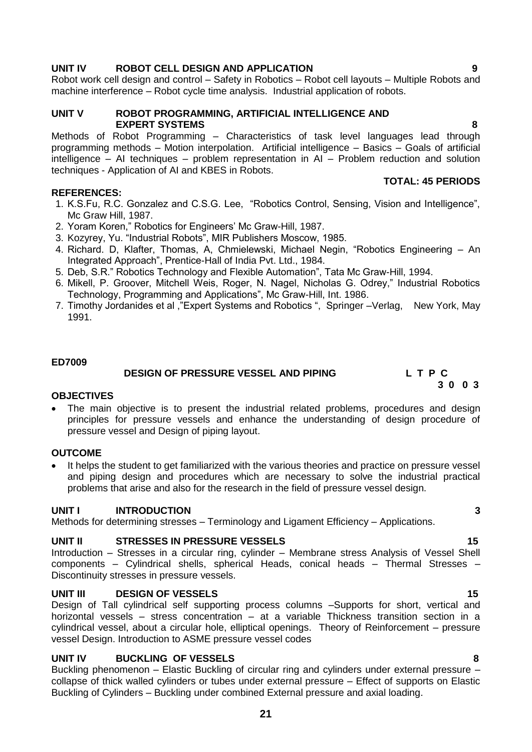### UNIT IV ROBOT CELL DESIGN AND APPLICATION 9

Robot work cell design and control – Safety in Robotics – Robot cell layouts – Multiple Robots and machine interference – Robot cycle time analysis. Industrial application of robots.

### UNIT V ROBOT PROGRAMMING, ARTIFICIAL INTELLIGENCE AND EXPERT SYSTEMS 8

Methods of Robot Programming – Characteristics of task level languages lead through programming methods – Motion interpolation. Artificial intelligence – Basics – Goals of artificial intelligence – AI techniques – problem representation in AI – Problem reduction and solution techniques - Application of AI and KBES in Robots.

**TOTAL: 45 PERIODS**

**REFERENCES:**

1. K.S.Fu, R.C. Gonzalez and C.S.G. Lee, "Robotics Control, Sensing, Vision and Intelligence", Mc Graw Hill, 1987.
2. Yoram Koren," Robotics for Engineers' Mc Graw-Hill, 1987.
3. Kozyrey, Yu. "Industrial Robots", MIR Publishers Moscow, 1985.
4. Richard. D, Klafter, Thomas, A, Chmielewski, Michael Negin, "Robotics Engineering – An Integrated Approach", Prentice-Hall of India Pvt. Ltd., 1984.
5. Deb, S.R." Robotics Technology and Flexible Automation", Tata Mc Graw-Hill, 1994.
6. Mikell, P. Groover, Mitchell Weis, Roger, N. Nagel, Nicholas G. Odrey," Industrial Robotics Technology, Programming and Applications", Mc Graw-Hill, Int. 1986.
7. Timothy Jordanides et al ,"Expert Systems and Robotics ", Springer –Verlag, New York, May 1991.

**ED7009**

## DESIGN OF PRESSURE VESSEL AND PIPING

| L | T | P | C |
|---|---|---|---|
| 3 | 0 | 0 | 3 |

**OBJECTIVES**

- The main objective is to present the industrial related problems, procedures and design principles for pressure vessels and enhance the understanding of design procedure of pressure vessel and Design of piping layout.

**OUTCOME**

- It helps the student to get familiarized with the various theories and practice on pressure vessel and piping design and procedures which are necessary to solve the industrial practical problems that arise and also for the research in the field of pressure vessel design.

### UNIT I INTRODUCTION 3

Methods for determining stresses – Terminology and Ligament Efficiency – Applications.

### UNIT II STRESSES IN PRESSURE VESSELS 15

Introduction – Stresses in a circular ring, cylinder – Membrane stress Analysis of Vessel Shell components – Cylindrical shells, spherical Heads, conical heads – Thermal Stresses – Discontinuity stresses in pressure vessels.

### UNIT III DESIGN OF VESSELS 15

Design of Tall cylindrical self supporting process columns –Supports for short, vertical and horizontal vessels – stress concentration – at a variable Thickness transition section in a cylindrical vessel, about a circular hole, elliptical openings. Theory of Reinforcement – pressure vessel Design. Introduction to ASME pressure vessel codes

### UNIT IV BUCKLING OF VESSELS 8

Buckling phenomenon – Elastic Buckling of circular ring and cylinders under external pressure – collapse of thick walled cylinders or tubes under external pressure – Effect of supports on Elastic Buckling of Cylinders – Buckling under combined External pressure and axial loading.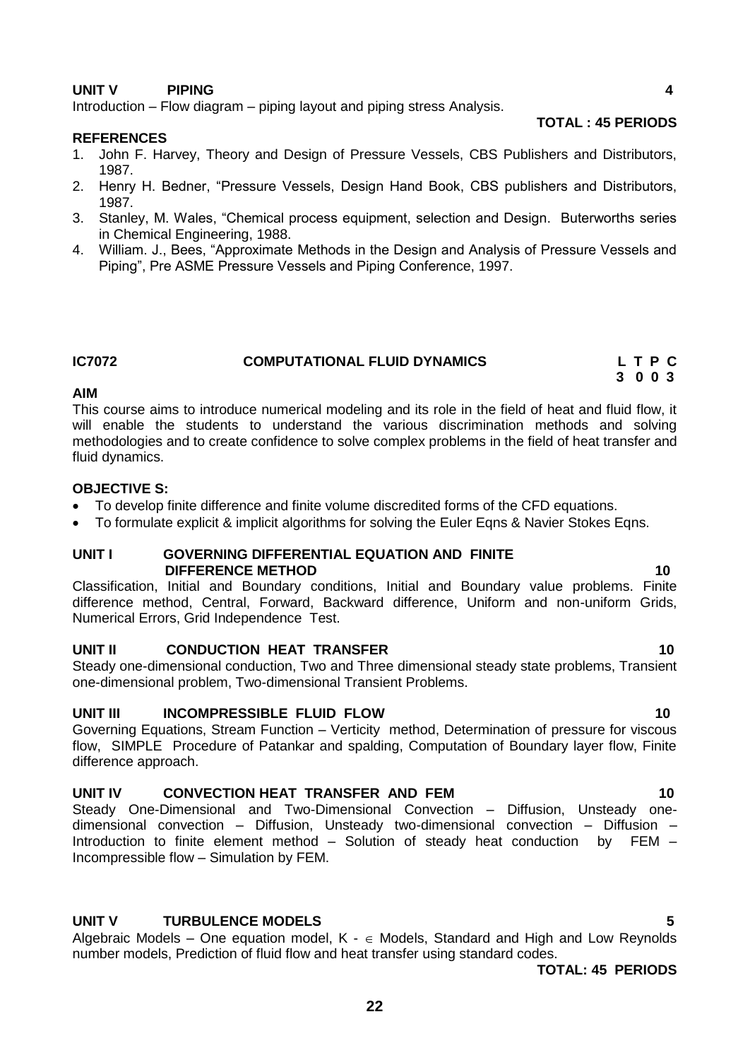**UNIT V PIPING** **4**

Introduction – Flow diagram – piping layout and piping stress Analysis.

**TOTAL : 45 PERIODS**

**REFERENCES**

1. John F. Harvey, Theory and Design of Pressure Vessels, CBS Publishers and Distributors, 1987.
2. Henry H. Bedner, "Pressure Vessels, Design Hand Book, CBS publishers and Distributors, 1987.
3. Stanley, M. Wales, "Chemical process equipment, selection and Design. Buterworths series in Chemical Engineering, 1988.
4. William. J., Bees, "Approximate Methods in the Design and Analysis of Pressure Vessels and Piping", Pre ASME Pressure Vessels and Piping Conference, 1997.

## IC7072 COMPUTATIONAL FLUID DYNAMICS

| L | T | P | C |
|---|---|---|---|
| 3 | 0 | 0 | 3 |

**AIM**

This course aims to introduce numerical modeling and its role in the field of heat and fluid flow, it will enable the students to understand the various discrimination methods and solving methodologies and to create confidence to solve complex problems in the field of heat transfer and fluid dynamics.

**OBJECTIVE S:**

- To develop finite difference and finite volume discredited forms of the CFD equations.
- To formulate explicit & implicit algorithms for solving the Euler Eqns & Navier Stokes Eqns.

**UNIT I GOVERNING DIFFERENTIAL EQUATION AND FINITE DIFFERENCE METHOD** **10**

Classification, Initial and Boundary conditions, Initial and Boundary value problems. Finite difference method, Central, Forward, Backward difference, Uniform and non-uniform Grids, Numerical Errors, Grid Independence Test.

**UNIT II CONDUCTION HEAT TRANSFER** **10**

Steady one-dimensional conduction, Two and Three dimensional steady state problems, Transient one-dimensional problem, Two-dimensional Transient Problems.

**UNIT III INCOMPRESSIBLE FLUID FLOW** **10**

Governing Equations, Stream Function – Verticity method, Determination of pressure for viscous flow, SIMPLE Procedure of Patankar and spalding, Computation of Boundary layer flow, Finite difference approach.

**UNIT IV CONVECTION HEAT TRANSFER AND FEM** **10**

Steady One-Dimensional and Two-Dimensional Convection – Diffusion, Unsteady one-dimensional convection – Diffusion, Unsteady two-dimensional convection – Diffusion – Introduction to finite element method – Solution of steady heat conduction by FEM – Incompressible flow – Simulation by FEM.

**UNIT V TURBULENCE MODELS** **5**

Algebraic Models – One equation model, K - $\in$ Models, Standard and High and Low Reynolds number models, Prediction of fluid flow and heat transfer using standard codes.

**TOTAL: 45 PERIODS**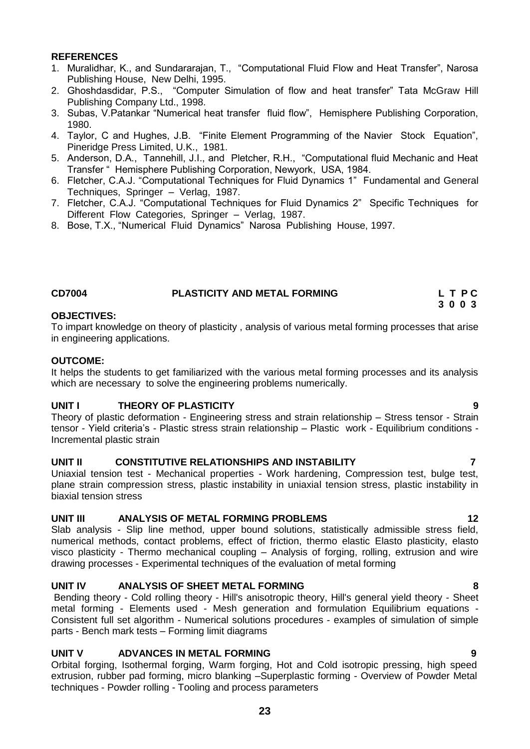**REFERENCES**

1. Muralidhar, K., and Sundararajan, T., "Computational Fluid Flow and Heat Transfer", Narosa Publishing House, New Delhi, 1995.
2. Ghoshdasdidar, P.S., "Computer Simulation of flow and heat transfer" Tata McGraw Hill Publishing Company Ltd., 1998.
3. Subas, V.Patankar "Numerical heat transfer fluid flow", Hemisphere Publishing Corporation, 1980.
4. Taylor, C and Hughes, J.B. "Finite Element Programming of the Navier Stock Equation", Pineridge Press Limited, U.K., 1981.
5. Anderson, D.A., Tannehill, J.I., and Pletcher, R.H., "Computational fluid Mechanic and Heat Transfer " Hemisphere Publishing Corporation, Newyork, USA, 1984.
6. Fletcher, C.A.J. "Computational Techniques for Fluid Dynamics 1" Fundamental and General Techniques, Springer – Verlag, 1987.
7. Fletcher, C.A.J. "Computational Techniques for Fluid Dynamics 2" Specific Techniques for Different Flow Categories, Springer – Verlag, 1987.
8. Bose, T.X., "Numerical Fluid Dynamics" Narosa Publishing House, 1997.

## CD7004 PLASTICITY AND METAL FORMING

| L | T | P | C |
|---|---|---|---|
| 3 | 0 | 0 | 3 |

**OBJECTIVES:**

To impart knowledge on theory of plasticity , analysis of various metal forming processes that arise in engineering applications.

**OUTCOME:**

It helps the students to get familiarized with the various metal forming processes and its analysis which are necessary to solve the engineering problems numerically.

### UNIT I THEORY OF PLASTICITY — 9

Theory of plastic deformation - Engineering stress and strain relationship – Stress tensor - Strain tensor - Yield criteria's - Plastic stress strain relationship – Plastic work - Equilibrium conditions - Incremental plastic strain

### UNIT II CONSTITUTIVE RELATIONSHIPS AND INSTABILITY — 7

Uniaxial tension test - Mechanical properties - Work hardening, Compression test, bulge test, plane strain compression stress, plastic instability in uniaxial tension stress, plastic instability in biaxial tension stress

### UNIT III ANALYSIS OF METAL FORMING PROBLEMS — 12

Slab analysis - Slip line method, upper bound solutions, statistically admissible stress field, numerical methods, contact problems, effect of friction, thermo elastic Elasto plasticity, elasto visco plasticity - Thermo mechanical coupling – Analysis of forging, rolling, extrusion and wire drawing processes - Experimental techniques of the evaluation of metal forming

### UNIT IV ANALYSIS OF SHEET METAL FORMING — 8

Bending theory - Cold rolling theory - Hill's anisotropic theory, Hill's general yield theory - Sheet metal forming - Elements used - Mesh generation and formulation Equilibrium equations - Consistent full set algorithm - Numerical solutions procedures - examples of simulation of simple parts - Bench mark tests – Forming limit diagrams

### UNIT V ADVANCES IN METAL FORMING — 9

Orbital forging, Isothermal forging, Warm forging, Hot and Cold isotropic pressing, high speed extrusion, rubber pad forming, micro blanking –Superplastic forming - Overview of Powder Metal techniques - Powder rolling - Tooling and process parameters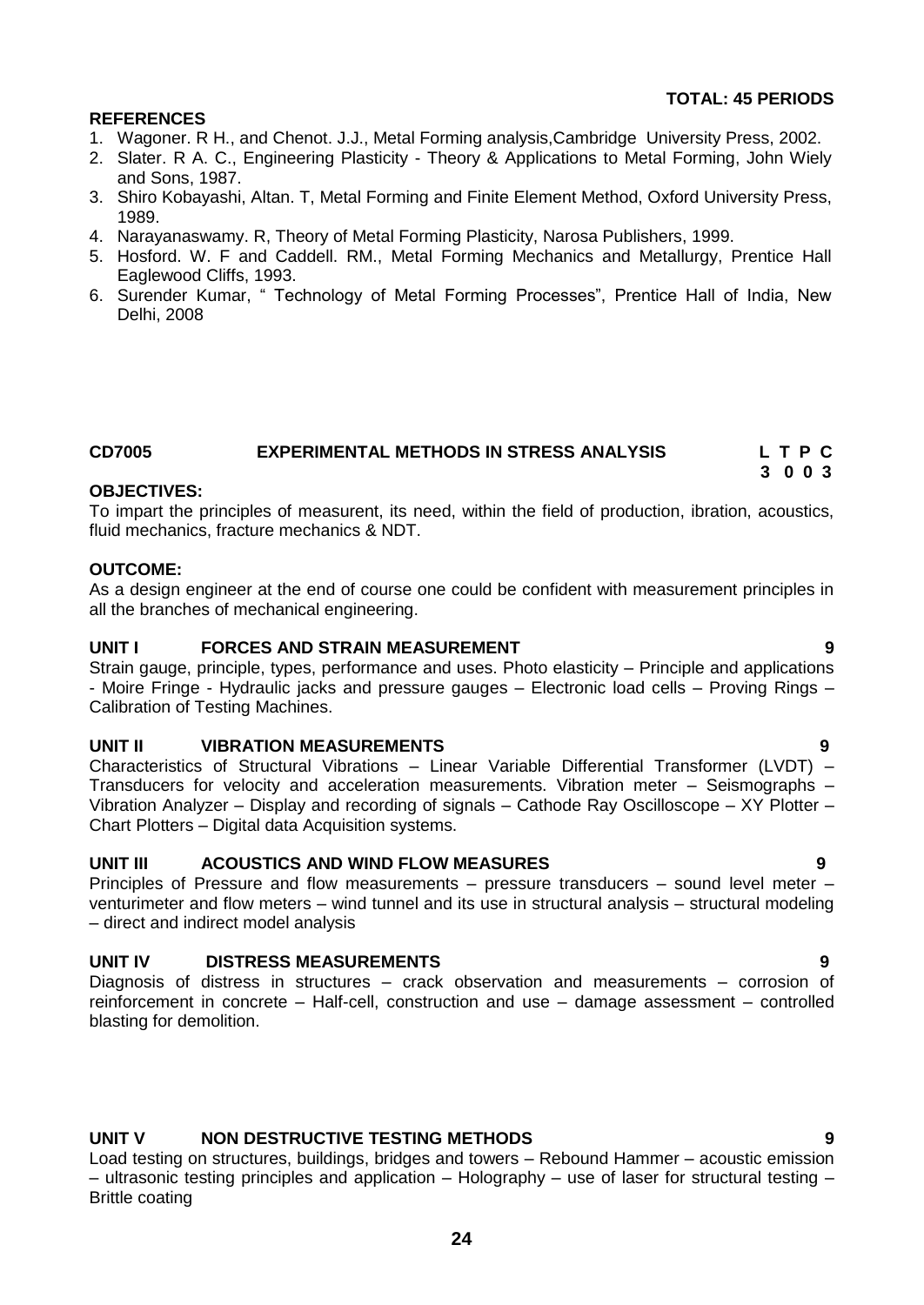**TOTAL: 45 PERIODS**

**REFERENCES**

1. Wagoner. R H., and Chenot. J.J., Metal Forming analysis,Cambridge University Press, 2002.
2. Slater. R A. C., Engineering Plasticity - Theory & Applications to Metal Forming, John Wiely and Sons, 1987.
3. Shiro Kobayashi, Altan. T, Metal Forming and Finite Element Method, Oxford University Press, 1989.
4. Narayanaswamy. R, Theory of Metal Forming Plasticity, Narosa Publishers, 1999.
5. Hosford. W. F and Caddell. RM., Metal Forming Mechanics and Metallurgy, Prentice Hall Eaglewood Cliffs, 1993.
6. Surender Kumar, " Technology of Metal Forming Processes", Prentice Hall of India, New Delhi, 2008

## CD7005 EXPERIMENTAL METHODS IN STRESS ANALYSIS

| L | T | P | C |
|---|---|---|---|
| 3 | 0 | 0 | 3 |

**OBJECTIVES:**

To impart the principles of measurent, its need, within the field of production, ibration, acoustics, fluid mechanics, fracture mechanics & NDT.

**OUTCOME:**

As a design engineer at the end of course one could be confident with measurement principles in all the branches of mechanical engineering.

**UNIT I FORCES AND STRAIN MEASUREMENT 9**

Strain gauge, principle, types, performance and uses. Photo elasticity – Principle and applications - Moire Fringe - Hydraulic jacks and pressure gauges – Electronic load cells – Proving Rings – Calibration of Testing Machines.

**UNIT II VIBRATION MEASUREMENTS 9**

Characteristics of Structural Vibrations – Linear Variable Differential Transformer (LVDT) – Transducers for velocity and acceleration measurements. Vibration meter – Seismographs – Vibration Analyzer – Display and recording of signals – Cathode Ray Oscilloscope – XY Plotter – Chart Plotters – Digital data Acquisition systems.

**UNIT III ACOUSTICS AND WIND FLOW MEASURES 9**

Principles of Pressure and flow measurements – pressure transducers – sound level meter – venturimeter and flow meters – wind tunnel and its use in structural analysis – structural modeling – direct and indirect model analysis

**UNIT IV DISTRESS MEASUREMENTS 9**

Diagnosis of distress in structures – crack observation and measurements – corrosion of reinforcement in concrete – Half-cell, construction and use – damage assessment – controlled blasting for demolition.

**UNIT V NON DESTRUCTIVE TESTING METHODS 9**

Load testing on structures, buildings, bridges and towers – Rebound Hammer – acoustic emission – ultrasonic testing principles and application – Holography – use of laser for structural testing – Brittle coating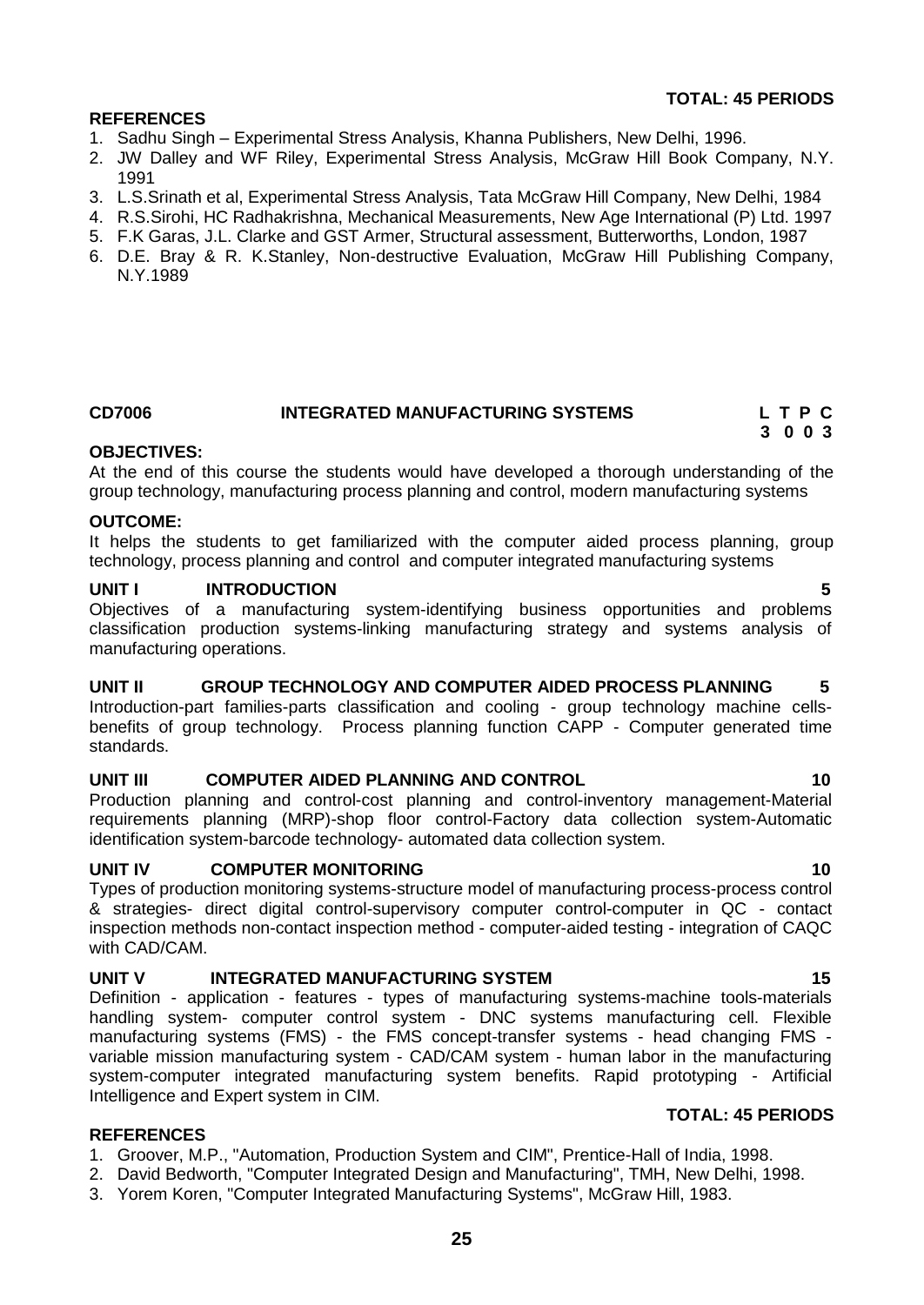**TOTAL: 45 PERIODS**

**REFERENCES**

1. Sadhu Singh – Experimental Stress Analysis, Khanna Publishers, New Delhi, 1996.
2. JW Dalley and WF Riley, Experimental Stress Analysis, McGraw Hill Book Company, N.Y. 1991
3. L.S.Srinath et al, Experimental Stress Analysis, Tata McGraw Hill Company, New Delhi, 1984
4. R.S.Sirohi, HC Radhakrishna, Mechanical Measurements, New Age International (P) Ltd. 1997
5. F.K Garas, J.L. Clarke and GST Armer, Structural assessment, Butterworths, London, 1987
6. D.E. Bray & R. K.Stanley, Non-destructive Evaluation, McGraw Hill Publishing Company, N.Y.1989

## CD7006 INTEGRATED MANUFACTURING SYSTEMS

| L | T | P | C |
|---|---|---|---|
| 3 | 0 | 0 | 3 |

**OBJECTIVES:**

At the end of this course the students would have developed a thorough understanding of the group technology, manufacturing process planning and control, modern manufacturing systems

**OUTCOME:**

It helps the students to get familiarized with the computer aided process planning, group technology, process planning and control and computer integrated manufacturing systems

### UNIT I INTRODUCTION 5

Objectives of a manufacturing system-identifying business opportunities and problems classification production systems-linking manufacturing strategy and systems analysis of manufacturing operations.

### UNIT II GROUP TECHNOLOGY AND COMPUTER AIDED PROCESS PLANNING 5

Introduction-part families-parts classification and cooling - group technology machine cells-benefits of group technology. Process planning function CAPP - Computer generated time standards.

### UNIT III COMPUTER AIDED PLANNING AND CONTROL 10

Production planning and control-cost planning and control-inventory management-Material requirements planning (MRP)-shop floor control-Factory data collection system-Automatic identification system-barcode technology- automated data collection system.

### UNIT IV COMPUTER MONITORING 10

Types of production monitoring systems-structure model of manufacturing process-process control & strategies- direct digital control-supervisory computer control-computer in QC - contact inspection methods non-contact inspection method - computer-aided testing - integration of CAQC with CAD/CAM.

### UNIT V INTEGRATED MANUFACTURING SYSTEM 15

Definition - application - features - types of manufacturing systems-machine tools-materials handling system- computer control system - DNC systems manufacturing cell. Flexible manufacturing systems (FMS) - the FMS concept-transfer systems - head changing FMS - variable mission manufacturing system - CAD/CAM system - human labor in the manufacturing system-computer integrated manufacturing system benefits. Rapid prototyping - Artificial Intelligence and Expert system in CIM.

**TOTAL: 45 PERIODS**

**REFERENCES**

1. Groover, M.P., "Automation, Production System and CIM", Prentice-Hall of India, 1998.
2. David Bedworth, "Computer Integrated Design and Manufacturing", TMH, New Delhi, 1998.
3. Yorem Koren, "Computer Integrated Manufacturing Systems", McGraw Hill, 1983.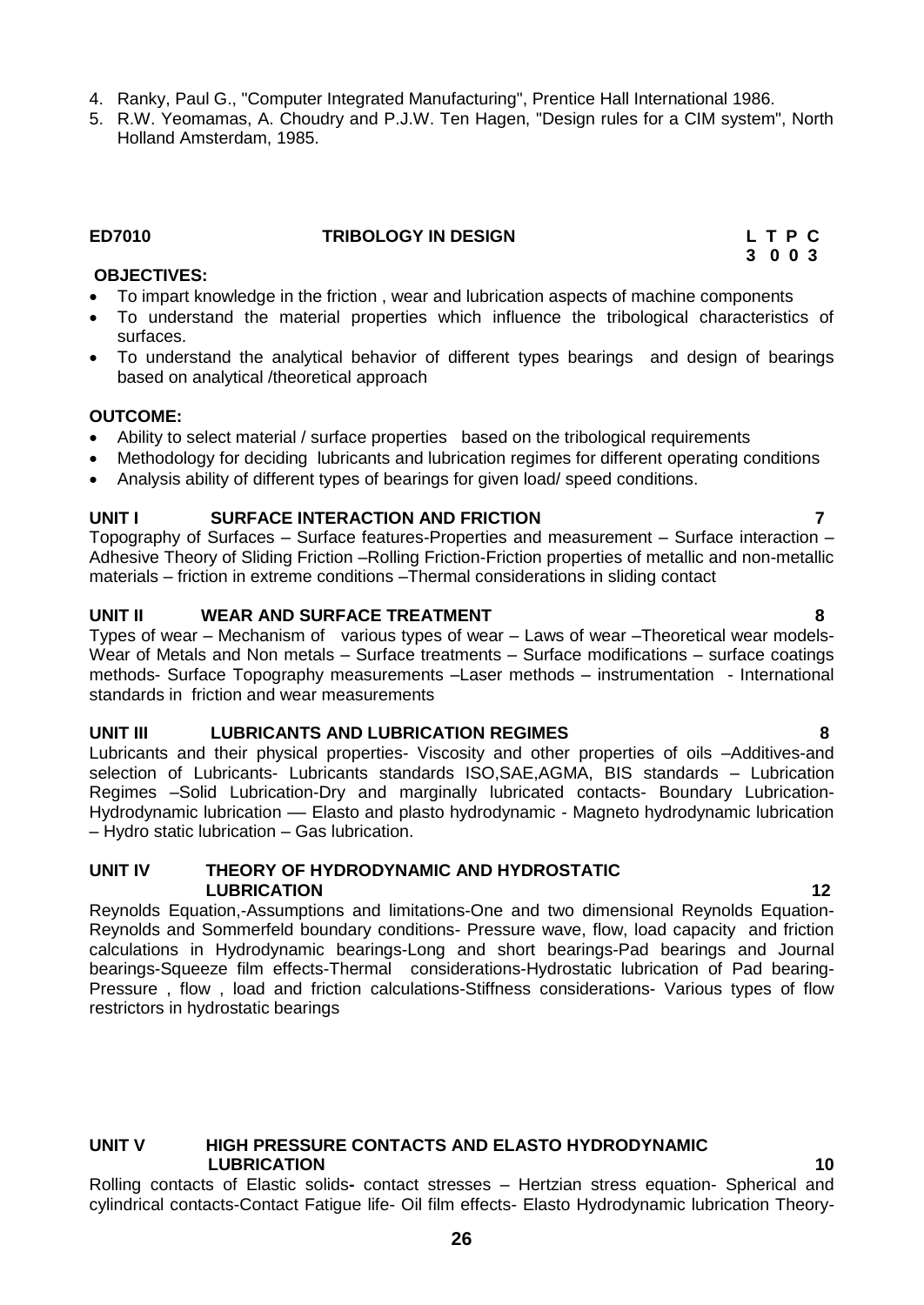4. Ranky, Paul G., "Computer Integrated Manufacturing", Prentice Hall International 1986.
5. R.W. Yeomamas, A. Choudry and P.J.W. Ten Hagen, "Design rules for a CIM system", North Holland Amsterdam, 1985.

## ED7010 TRIBOLOGY IN DESIGN

| L | T | P | C |
|---|---|---|---|
| 3 | 0 | 0 | 3 |

**OBJECTIVES:**

- To impart knowledge in the friction , wear and lubrication aspects of machine components
- To understand the material properties which influence the tribological characteristics of surfaces.
- To understand the analytical behavior of different types bearings and design of bearings based on analytical /theoretical approach

**OUTCOME:**

- Ability to select material / surface properties based on the tribological requirements
- Methodology for deciding lubricants and lubrication regimes for different operating conditions
- Analysis ability of different types of bearings for given load/ speed conditions.

**UNIT I SURFACE INTERACTION AND FRICTION 7**

Topography of Surfaces – Surface features-Properties and measurement – Surface interaction – Adhesive Theory of Sliding Friction –Rolling Friction-Friction properties of metallic and non-metallic materials – friction in extreme conditions –Thermal considerations in sliding contact

**UNIT II WEAR AND SURFACE TREATMENT 8**

Types of wear – Mechanism of various types of wear – Laws of wear –Theoretical wear models-Wear of Metals and Non metals – Surface treatments – Surface modifications – surface coatings methods- Surface Topography measurements –Laser methods – instrumentation - International standards in friction and wear measurements

**UNIT III LUBRICANTS AND LUBRICATION REGIMES 8**

Lubricants and their physical properties- Viscosity and other properties of oils –Additives-and selection of Lubricants- Lubricants standards ISO,SAE,AGMA, BIS standards – Lubrication Regimes –Solid Lubrication-Dry and marginally lubricated contacts- Boundary Lubrication-Hydrodynamic lubrication –– Elasto and plasto hydrodynamic - Magneto hydrodynamic lubrication – Hydro static lubrication – Gas lubrication.

**UNIT IV THEORY OF HYDRODYNAMIC AND HYDROSTATIC LUBRICATION 12**

Reynolds Equation,-Assumptions and limitations-One and two dimensional Reynolds Equation-Reynolds and Sommerfeld boundary conditions- Pressure wave, flow, load capacity and friction calculations in Hydrodynamic bearings-Long and short bearings-Pad bearings and Journal bearings-Squeeze film effects-Thermal considerations-Hydrostatic lubrication of Pad bearing-Pressure , flow , load and friction calculations-Stiffness considerations- Various types of flow restrictors in hydrostatic bearings

**UNIT V HIGH PRESSURE CONTACTS AND ELASTO HYDRODYNAMIC LUBRICATION 10**

Rolling contacts of Elastic solids**-** contact stresses – Hertzian stress equation- Spherical and cylindrical contacts-Contact Fatigue life- Oil film effects- Elasto Hydrodynamic lubrication Theory-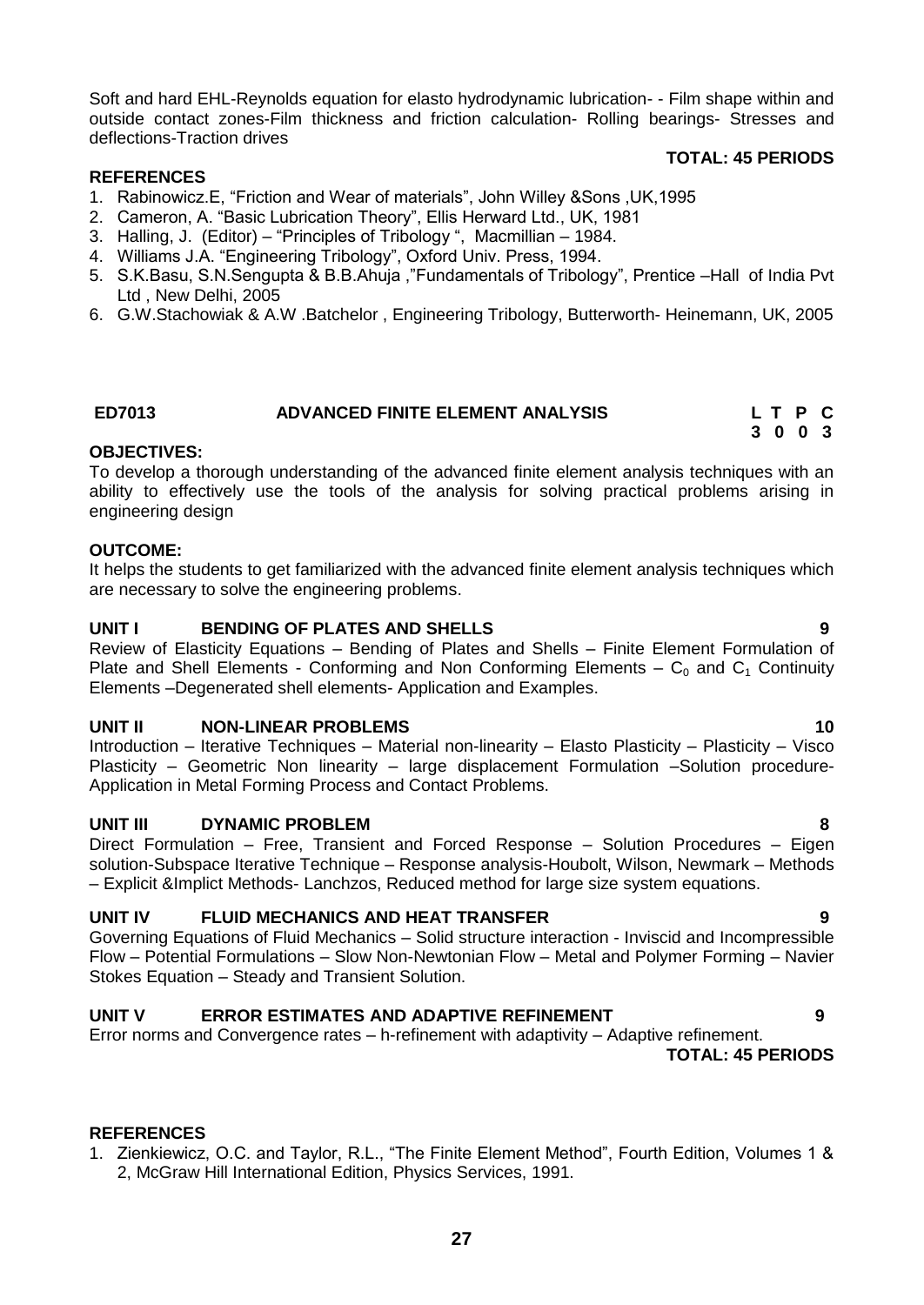Soft and hard EHL-Reynolds equation for elasto hydrodynamic lubrication- - Film shape within and outside contact zones-Film thickness and friction calculation- Rolling bearings- Stresses and deflections-Traction drives

**TOTAL: 45 PERIODS**

**REFERENCES**

1. Rabinowicz.E, "Friction and Wear of materials", John Willey &Sons ,UK,1995
2. Cameron, A. "Basic Lubrication Theory", Ellis Herward Ltd., UK, 1981
3. Halling, J. (Editor) – "Principles of Tribology ", Macmillian – 1984.
4. Williams J.A. "Engineering Tribology", Oxford Univ. Press, 1994.
5. S.K.Basu, S.N.Sengupta & B.B.Ahuja ,"Fundamentals of Tribology", Prentice –Hall of India Pvt Ltd , New Delhi, 2005
6. G.W.Stachowiak & A.W .Batchelor , Engineering Tribology, Butterworth- Heinemann, UK, 2005

## ED7013 ADVANCED FINITE ELEMENT ANALYSIS

| L | T | P | C |
|---|---|---|---|
| 3 | 0 | 0 | 3 |

**OBJECTIVES:**

To develop a thorough understanding of the advanced finite element analysis techniques with an ability to effectively use the tools of the analysis for solving practical problems arising in engineering design

**OUTCOME:**

It helps the students to get familiarized with the advanced finite element analysis techniques which are necessary to solve the engineering problems.

**UNIT I BENDING OF PLATES AND SHELLS 9**

Review of Elasticity Equations – Bending of Plates and Shells – Finite Element Formulation of Plate and Shell Elements - Conforming and Non Conforming Elements – $C_0$ and $C_1$ Continuity Elements –Degenerated shell elements- Application and Examples.

**UNIT II NON-LINEAR PROBLEMS 10**

Introduction – Iterative Techniques – Material non-linearity – Elasto Plasticity – Plasticity – Visco Plasticity – Geometric Non linearity – large displacement Formulation –Solution procedure- Application in Metal Forming Process and Contact Problems.

**UNIT III DYNAMIC PROBLEM 8**

Direct Formulation – Free, Transient and Forced Response – Solution Procedures – Eigen solution-Subspace Iterative Technique – Response analysis-Houbolt, Wilson, Newmark – Methods – Explicit &Implict Methods- Lanchzos, Reduced method for large size system equations.

**UNIT IV FLUID MECHANICS AND HEAT TRANSFER 9**

Governing Equations of Fluid Mechanics – Solid structure interaction - Inviscid and Incompressible Flow – Potential Formulations – Slow Non-Newtonian Flow – Metal and Polymer Forming – Navier Stokes Equation – Steady and Transient Solution.

**UNIT V ERROR ESTIMATES AND ADAPTIVE REFINEMENT 9**

Error norms and Convergence rates – h-refinement with adaptivity – Adaptive refinement.

**TOTAL: 45 PERIODS**

**REFERENCES**

1. Zienkiewicz, O.C. and Taylor, R.L., "The Finite Element Method", Fourth Edition, Volumes 1 & 2, McGraw Hill International Edition, Physics Services, 1991.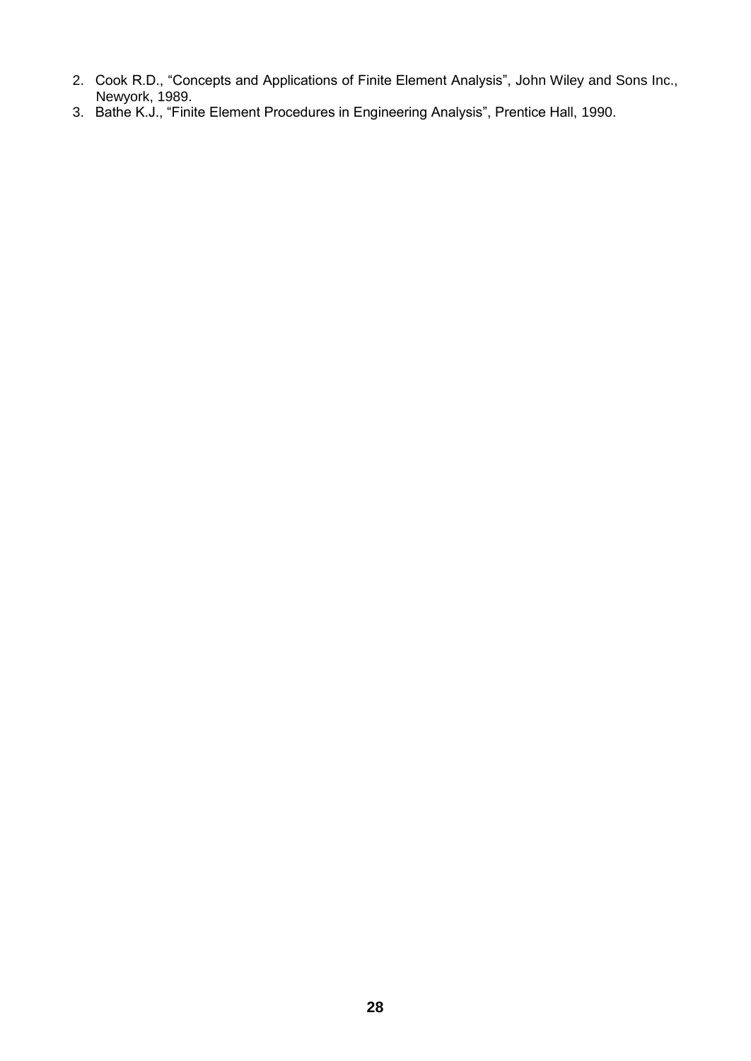2. Cook R.D., “Concepts and Applications of Finite Element Analysis”, John Wiley and Sons Inc., Newyork, 1989.
3. Bathe K.J., “Finite Element Procedures in Engineering Analysis”, Prentice Hall, 1990.